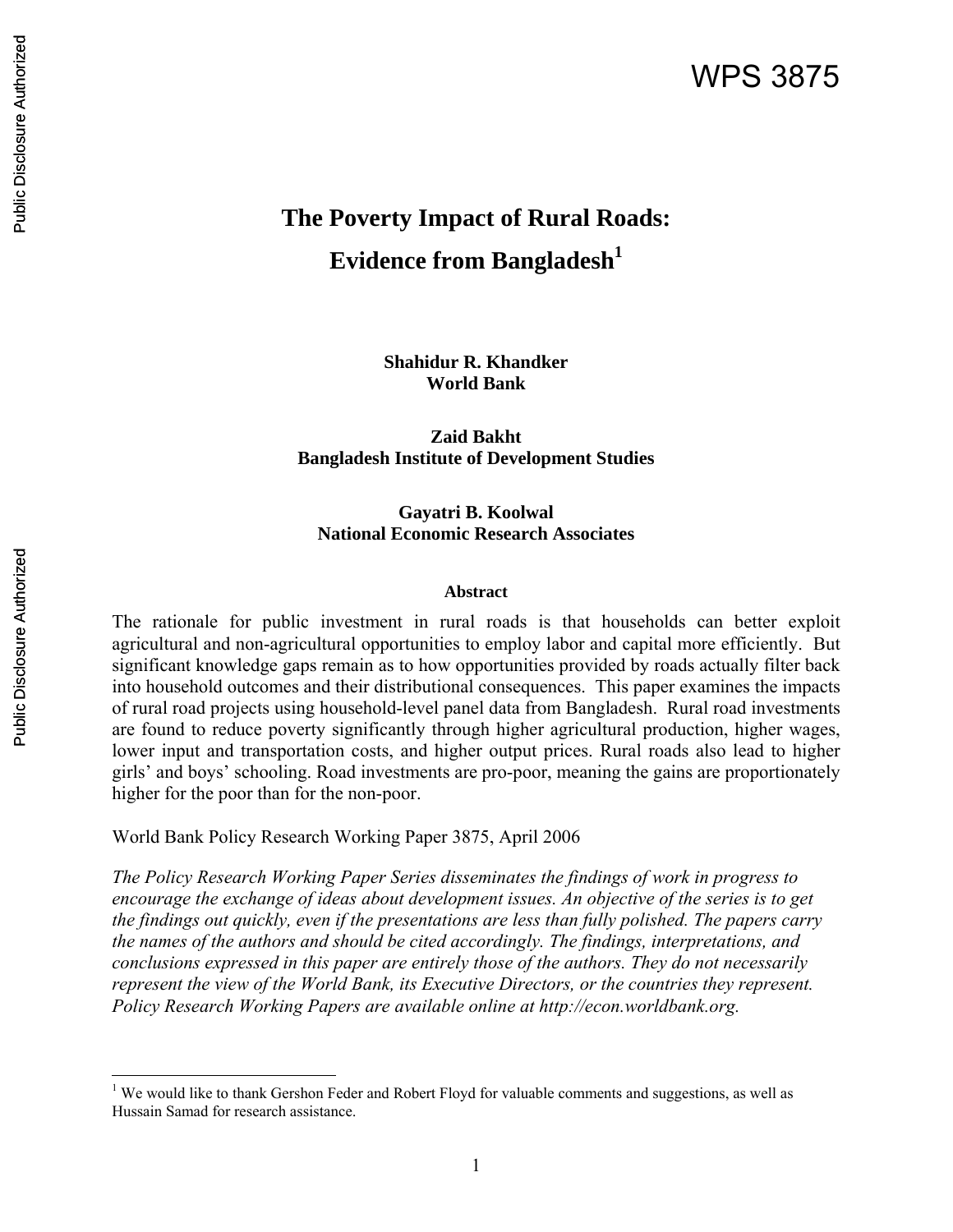WPS 3875

# The Poverty Impact of Rural Roads: Evidence from Bangladesh[1]

**Shahidur R. Khandker**
**World Bank**

**Zaid Bakht**
**Bangladesh Institute of Development Studies**

**Gayatri B. Koolwal**
**National Economic Research Associates**

**Abstract**

The rationale for public investment in rural roads is that households can better exploit agricultural and non-agricultural opportunities to employ labor and capital more efficiently. But significant knowledge gaps remain as to how opportunities provided by roads actually filter back into household outcomes and their distributional consequences. This paper examines the impacts of rural road projects using household-level panel data from Bangladesh. Rural road investments are found to reduce poverty significantly through higher agricultural production, higher wages, lower input and transportation costs, and higher output prices. Rural roads also lead to higher girls' and boys' schooling. Road investments are pro-poor, meaning the gains are proportionately higher for the poor than for the non-poor.

World Bank Policy Research Working Paper 3875, April 2006

*The Policy Research Working Paper Series disseminates the findings of work in progress to encourage the exchange of ideas about development issues. An objective of the series is to get the findings out quickly, even if the presentations are less than fully polished. The papers carry the names of the authors and should be cited accordingly. The findings, interpretations, and conclusions expressed in this paper are entirely those of the authors. They do not necessarily represent the view of the World Bank, its Executive Directors, or the countries they represent. Policy Research Working Papers are available online at http://econ.worldbank.org.*

[1] We would like to thank Gershon Feder and Robert Floyd for valuable comments and suggestions, as well as Hussain Samad for research assistance.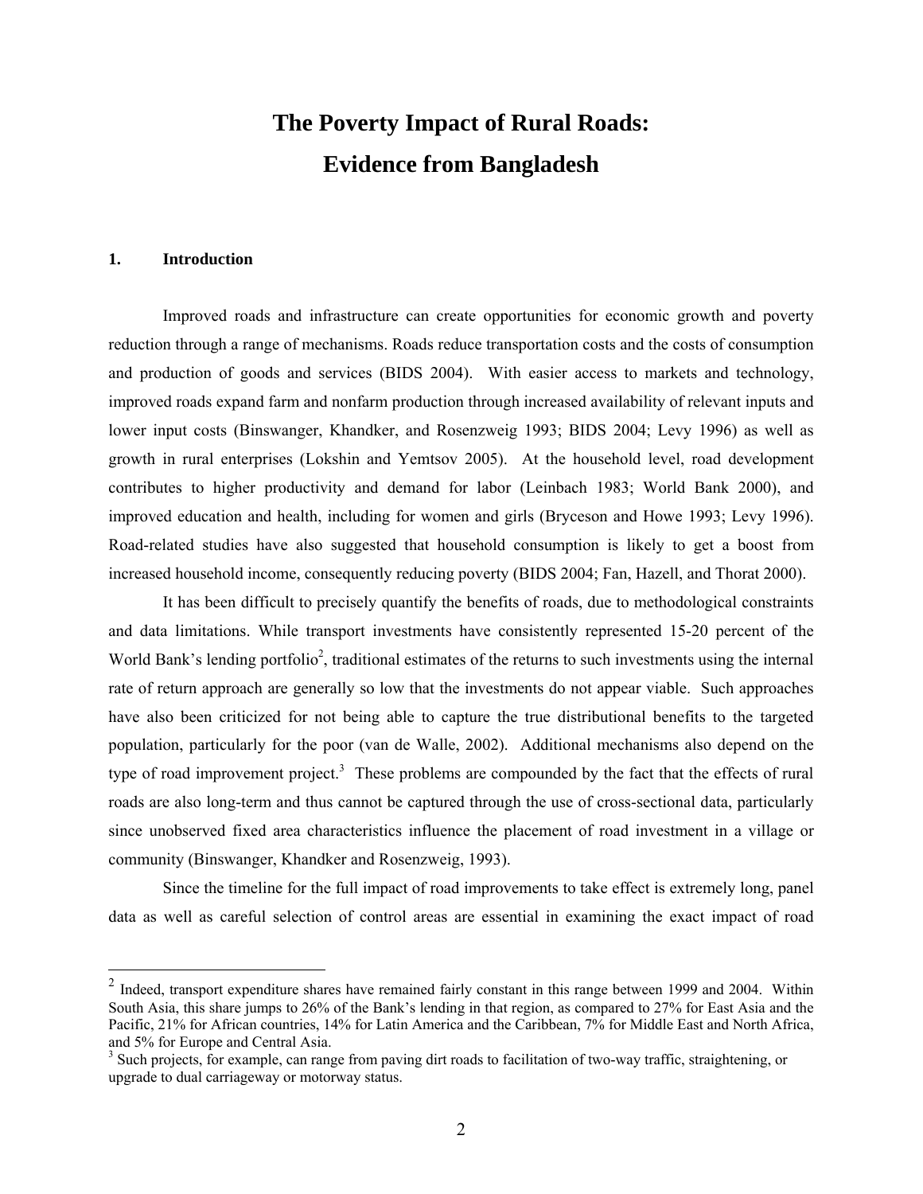# The Poverty Impact of Rural Roads: Evidence from Bangladesh

## 1. Introduction

Improved roads and infrastructure can create opportunities for economic growth and poverty reduction through a range of mechanisms. Roads reduce transportation costs and the costs of consumption and production of goods and services (BIDS 2004). With easier access to markets and technology, improved roads expand farm and nonfarm production through increased availability of relevant inputs and lower input costs (Binswanger, Khandker, and Rosenzweig 1993; BIDS 2004; Levy 1996) as well as growth in rural enterprises (Lokshin and Yemtsov 2005). At the household level, road development contributes to higher productivity and demand for labor (Leinbach 1983; World Bank 2000), and improved education and health, including for women and girls (Bryceson and Howe 1993; Levy 1996). Road-related studies have also suggested that household consumption is likely to get a boost from increased household income, consequently reducing poverty (BIDS 2004; Fan, Hazell, and Thorat 2000).

It has been difficult to precisely quantify the benefits of roads, due to methodological constraints and data limitations. While transport investments have consistently represented 15-20 percent of the World Bank's lending portfolio[2], traditional estimates of the returns to such investments using the internal rate of return approach are generally so low that the investments do not appear viable. Such approaches have also been criticized for not being able to capture the true distributional benefits to the targeted population, particularly for the poor (van de Walle, 2002). Additional mechanisms also depend on the type of road improvement project.[3] These problems are compounded by the fact that the effects of rural roads are also long-term and thus cannot be captured through the use of cross-sectional data, particularly since unobserved fixed area characteristics influence the placement of road investment in a village or community (Binswanger, Khandker and Rosenzweig, 1993).

Since the timeline for the full impact of road improvements to take effect is extremely long, panel data as well as careful selection of control areas are essential in examining the exact impact of road

---

[2] Indeed, transport expenditure shares have remained fairly constant in this range between 1999 and 2004. Within South Asia, this share jumps to 26% of the Bank's lending in that region, as compared to 27% for East Asia and the Pacific, 21% for African countries, 14% for Latin America and the Caribbean, 7% for Middle East and North Africa, and 5% for Europe and Central Asia.

[3] Such projects, for example, can range from paving dirt roads to facilitation of two-way traffic, straightening, or upgrade to dual carriageway or motorway status.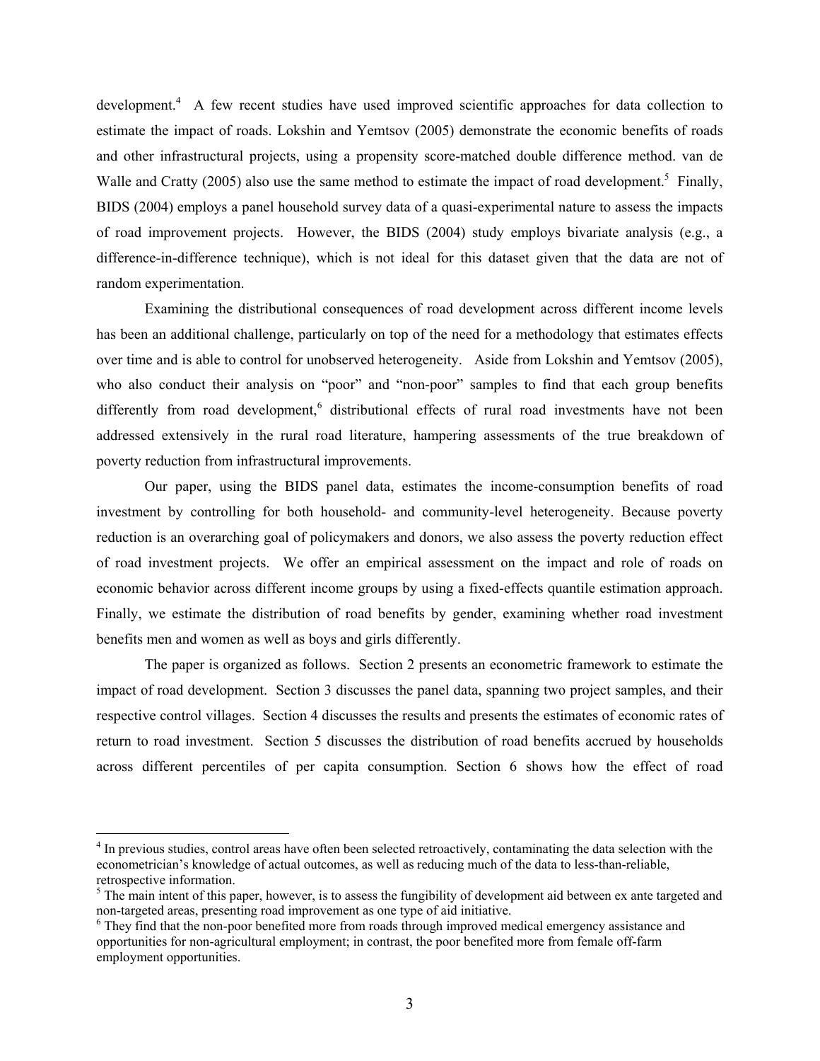development.[4] A few recent studies have used improved scientific approaches for data collection to estimate the impact of roads. Lokshin and Yemtsov (2005) demonstrate the economic benefits of roads and other infrastructural projects, using a propensity score-matched double difference method. van de Walle and Cratty (2005) also use the same method to estimate the impact of road development.[5] Finally, BIDS (2004) employs a panel household survey data of a quasi-experimental nature to assess the impacts of road improvement projects. However, the BIDS (2004) study employs bivariate analysis (e.g., a difference-in-difference technique), which is not ideal for this dataset given that the data are not of random experimentation.

Examining the distributional consequences of road development across different income levels has been an additional challenge, particularly on top of the need for a methodology that estimates effects over time and is able to control for unobserved heterogeneity. Aside from Lokshin and Yemtsov (2005), who also conduct their analysis on "poor" and "non-poor" samples to find that each group benefits differently from road development,[6] distributional effects of rural road investments have not been addressed extensively in the rural road literature, hampering assessments of the true breakdown of poverty reduction from infrastructural improvements.

Our paper, using the BIDS panel data, estimates the income-consumption benefits of road investment by controlling for both household- and community-level heterogeneity. Because poverty reduction is an overarching goal of policymakers and donors, we also assess the poverty reduction effect of road investment projects. We offer an empirical assessment on the impact and role of roads on economic behavior across different income groups by using a fixed-effects quantile estimation approach. Finally, we estimate the distribution of road benefits by gender, examining whether road investment benefits men and women as well as boys and girls differently.

The paper is organized as follows. Section 2 presents an econometric framework to estimate the impact of road development. Section 3 discusses the panel data, spanning two project samples, and their respective control villages. Section 4 discusses the results and presents the estimates of economic rates of return to road investment. Section 5 discusses the distribution of road benefits accrued by households across different percentiles of per capita consumption. Section 6 shows how the effect of road

---

[4] In previous studies, control areas have often been selected retroactively, contaminating the data selection with the econometrician's knowledge of actual outcomes, as well as reducing much of the data to less-than-reliable, retrospective information.

[5] The main intent of this paper, however, is to assess the fungibility of development aid between ex ante targeted and non-targeted areas, presenting road improvement as one type of aid initiative.

[6] They find that the non-poor benefited more from roads through improved medical emergency assistance and opportunities for non-agricultural employment; in contrast, the poor benefited more from female off-farm employment opportunities.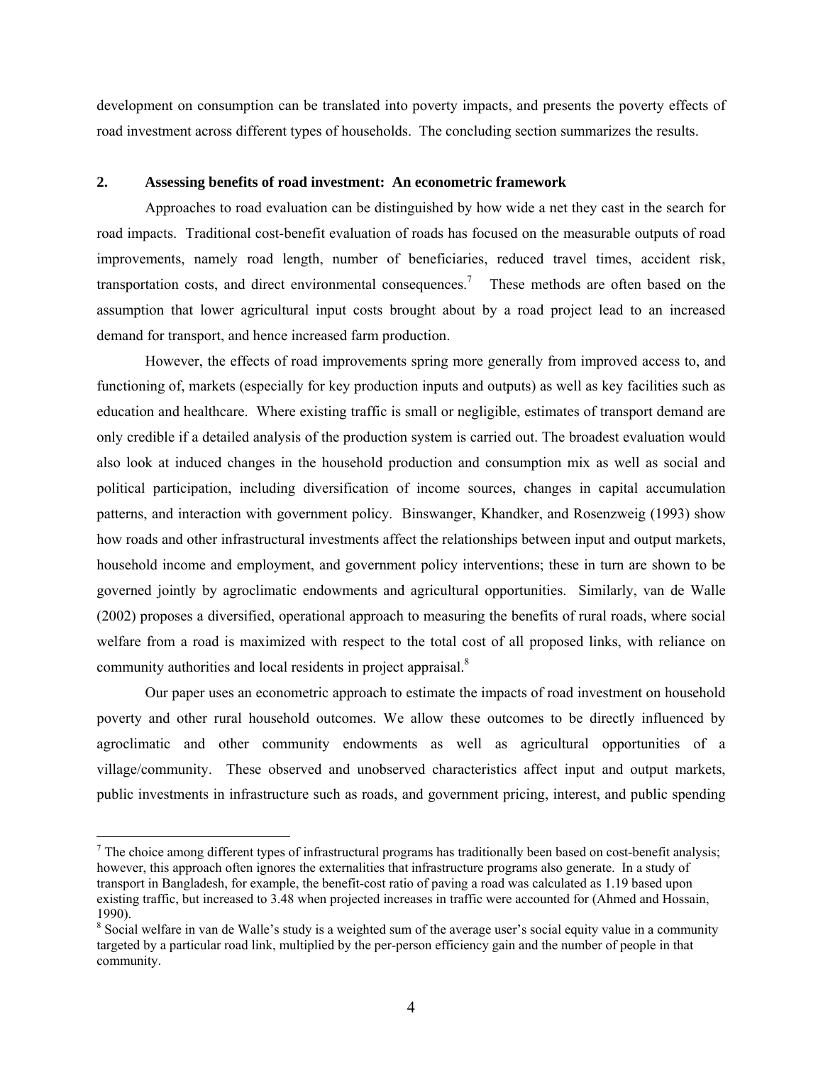development on consumption can be translated into poverty impacts, and presents the poverty effects of road investment across different types of households. The concluding section summarizes the results.

## 2. Assessing benefits of road investment: An econometric framework

Approaches to road evaluation can be distinguished by how wide a net they cast in the search for road impacts. Traditional cost-benefit evaluation of roads has focused on the measurable outputs of road improvements, namely road length, number of beneficiaries, reduced travel times, accident risk, transportation costs, and direct environmental consequences.[7] These methods are often based on the assumption that lower agricultural input costs brought about by a road project lead to an increased demand for transport, and hence increased farm production.

However, the effects of road improvements spring more generally from improved access to, and functioning of, markets (especially for key production inputs and outputs) as well as key facilities such as education and healthcare. Where existing traffic is small or negligible, estimates of transport demand are only credible if a detailed analysis of the production system is carried out. The broadest evaluation would also look at induced changes in the household production and consumption mix as well as social and political participation, including diversification of income sources, changes in capital accumulation patterns, and interaction with government policy. Binswanger, Khandker, and Rosenzweig (1993) show how roads and other infrastructural investments affect the relationships between input and output markets, household income and employment, and government policy interventions; these in turn are shown to be governed jointly by agroclimatic endowments and agricultural opportunities. Similarly, van de Walle (2002) proposes a diversified, operational approach to measuring the benefits of rural roads, where social welfare from a road is maximized with respect to the total cost of all proposed links, with reliance on community authorities and local residents in project appraisal.[8]

Our paper uses an econometric approach to estimate the impacts of road investment on household poverty and other rural household outcomes. We allow these outcomes to be directly influenced by agroclimatic and other community endowments as well as agricultural opportunities of a village/community. These observed and unobserved characteristics affect input and output markets, public investments in infrastructure such as roads, and government pricing, interest, and public spending

---

[7] The choice among different types of infrastructural programs has traditionally been based on cost-benefit analysis; however, this approach often ignores the externalities that infrastructure programs also generate. In a study of transport in Bangladesh, for example, the benefit-cost ratio of paving a road was calculated as 1.19 based upon existing traffic, but increased to 3.48 when projected increases in traffic were accounted for (Ahmed and Hossain, 1990).

[8] Social welfare in van de Walle's study is a weighted sum of the average user's social equity value in a community targeted by a particular road link, multiplied by the per-person efficiency gain and the number of people in that community.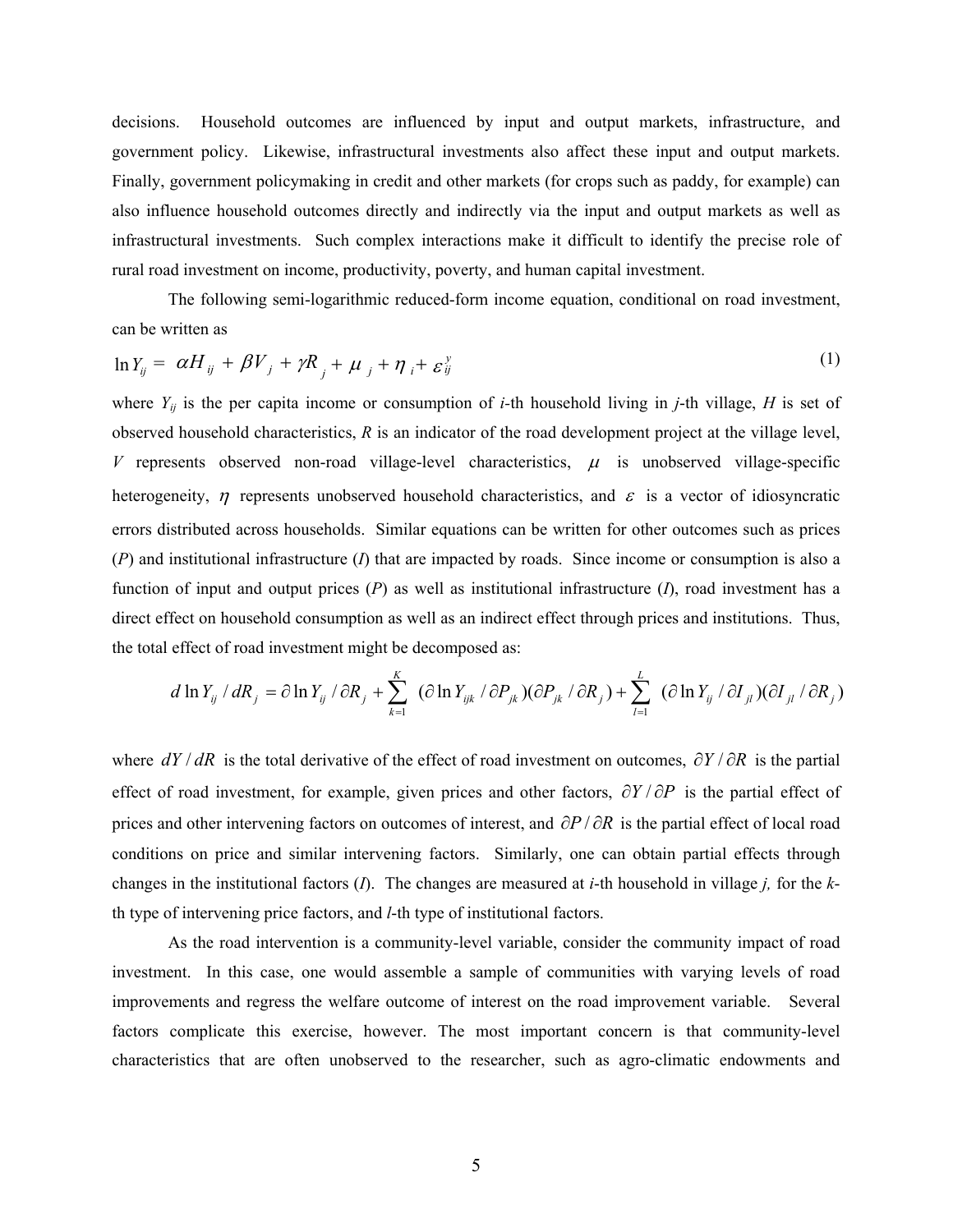decisions. Household outcomes are influenced by input and output markets, infrastructure, and government policy. Likewise, infrastructural investments also affect these input and output markets. Finally, government policymaking in credit and other markets (for crops such as paddy, for example) can also influence household outcomes directly and indirectly via the input and output markets as well as infrastructural investments. Such complex interactions make it difficult to identify the precise role of rural road investment on income, productivity, poverty, and human capital investment.

The following semi-logarithmic reduced-form income equation, conditional on road investment, can be written as

$$\ln Y_{ij} = \alpha H_{ij} + \beta V_j + \gamma R_j + \mu_j + \eta_i + \varepsilon_{ij}^{y} \tag{1}$$

where $Y_{ij}$ is the per capita income or consumption of $i$-th household living in $j$-th village, $H$ is set of observed household characteristics, $R$ is an indicator of the road development project at the village level, $V$ represents observed non-road village-level characteristics, $\mu$ is unobserved village-specific heterogeneity, $\eta$ represents unobserved household characteristics, and $\varepsilon$ is a vector of idiosyncratic errors distributed across households. Similar equations can be written for other outcomes such as prices ($P$) and institutional infrastructure ($I$) that are impacted by roads. Since income or consumption is also a function of input and output prices ($P$) as well as institutional infrastructure ($I$), road investment has a direct effect on household consumption as well as an indirect effect through prices and institutions. Thus, the total effect of road investment might be decomposed as:

$$d \ln Y_{ij} / dR_j = \partial \ln Y_{ij} / \partial R_j + \sum_{k=1}^{K} (\partial \ln Y_{ijk} / \partial P_{jk})(\partial P_{jk} / \partial R_j) + \sum_{l=1}^{L} (\partial \ln Y_{ij} / \partial I_{jl})(\partial I_{jl} / \partial R_j)$$

where $dY / dR$ is the total derivative of the effect of road investment on outcomes, $\partial Y / \partial R$ is the partial effect of road investment, for example, given prices and other factors, $\partial Y / \partial P$ is the partial effect of prices and other intervening factors on outcomes of interest, and $\partial P / \partial R$ is the partial effect of local road conditions on price and similar intervening factors. Similarly, one can obtain partial effects through changes in the institutional factors ($I$). The changes are measured at $i$-th household in village $j$, for the $k$-th type of intervening price factors, and $l$-th type of institutional factors.

As the road intervention is a community-level variable, consider the community impact of road investment. In this case, one would assemble a sample of communities with varying levels of road improvements and regress the welfare outcome of interest on the road improvement variable. Several factors complicate this exercise, however. The most important concern is that community-level characteristics that are often unobserved to the researcher, such as agro-climatic endowments and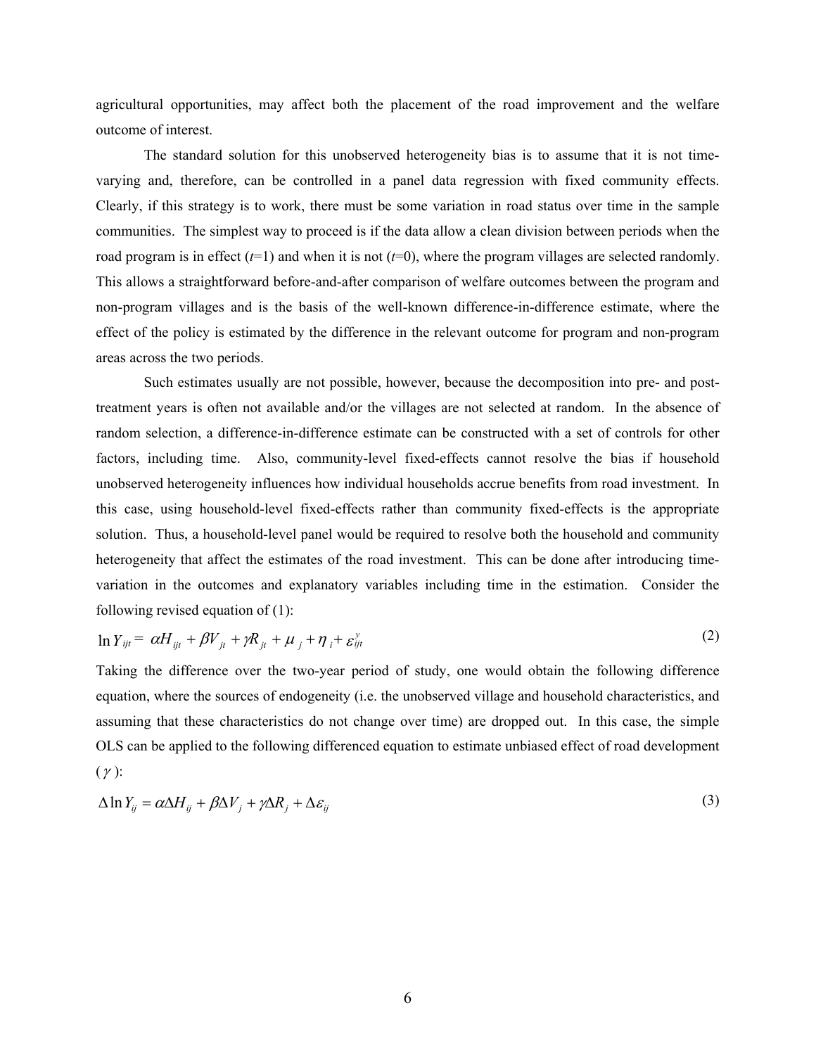agricultural opportunities, may affect both the placement of the road improvement and the welfare outcome of interest.

The standard solution for this unobserved heterogeneity bias is to assume that it is not time-varying and, therefore, can be controlled in a panel data regression with fixed community effects. Clearly, if this strategy is to work, there must be some variation in road status over time in the sample communities. The simplest way to proceed is if the data allow a clean division between periods when the road program is in effect ($t$=1) and when it is not ($t$=0), where the program villages are selected randomly. This allows a straightforward before-and-after comparison of welfare outcomes between the program and non-program villages and is the basis of the well-known difference-in-difference estimate, where the effect of the policy is estimated by the difference in the relevant outcome for program and non-program areas across the two periods.

Such estimates usually are not possible, however, because the decomposition into pre- and post-treatment years is often not available and/or the villages are not selected at random. In the absence of random selection, a difference-in-difference estimate can be constructed with a set of controls for other factors, including time. Also, community-level fixed-effects cannot resolve the bias if household unobserved heterogeneity influences how individual households accrue benefits from road investment. In this case, using household-level fixed-effects rather than community fixed-effects is the appropriate solution. Thus, a household-level panel would be required to resolve both the household and community heterogeneity that affect the estimates of the road investment. This can be done after introducing time-variation in the outcomes and explanatory variables including time in the estimation. Consider the following revised equation of (1):

$$\ln Y_{ijt} = \alpha H_{ijt} + \beta V_{jt} + \gamma R_{jt} + \mu_j + \eta_i + \varepsilon_{ijt}^{y} \tag{2}$$

Taking the difference over the two-year period of study, one would obtain the following difference equation, where the sources of endogeneity (i.e. the unobserved village and household characteristics, and assuming that these characteristics do not change over time) are dropped out. In this case, the simple OLS can be applied to the following differenced equation to estimate unbiased effect of road development ($\gamma$):

$$\Delta \ln Y_{ij} = \alpha \Delta H_{ij} + \beta \Delta V_j + \gamma \Delta R_j + \Delta \varepsilon_{ij} \tag{3}$$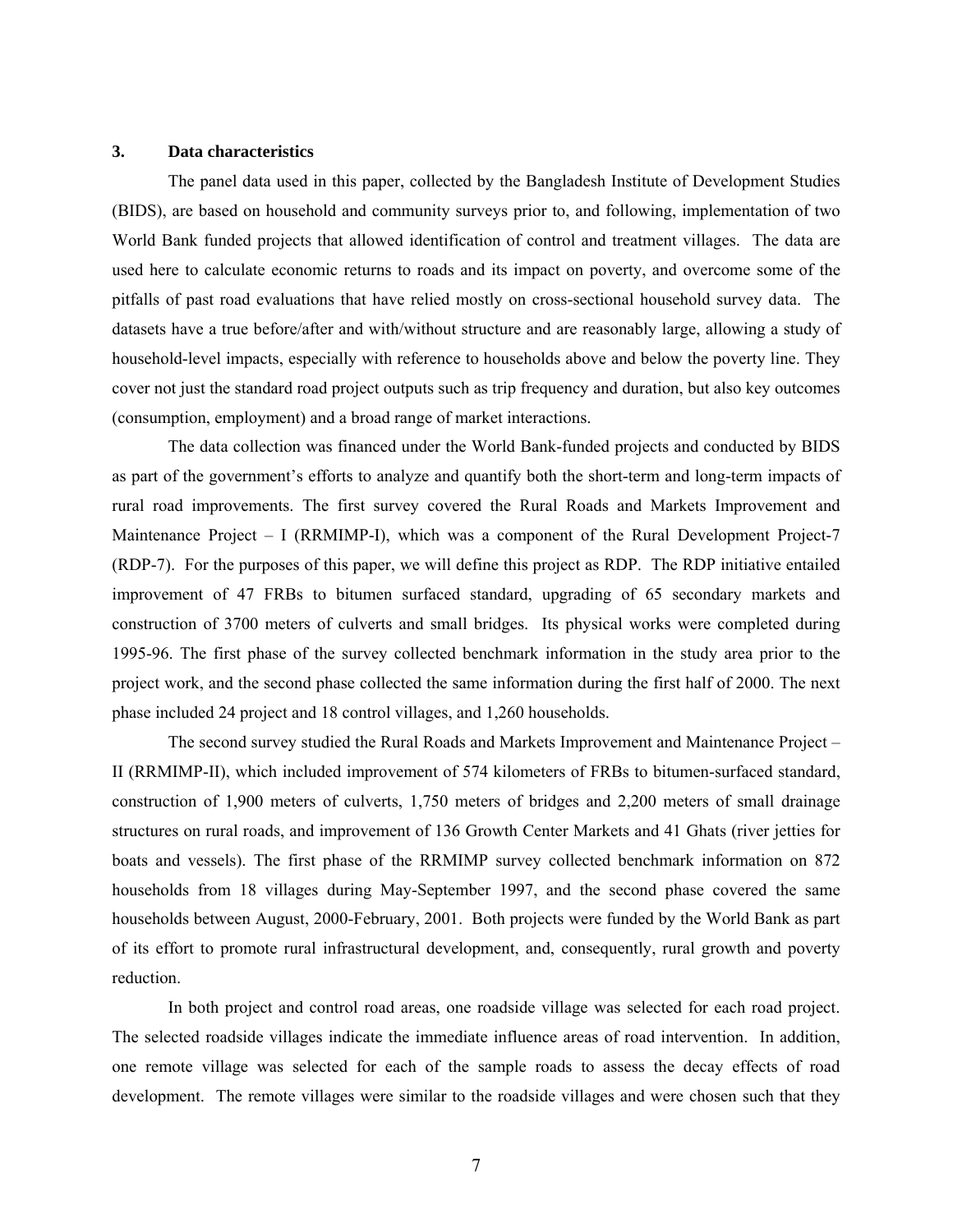## 3. Data characteristics

The panel data used in this paper, collected by the Bangladesh Institute of Development Studies (BIDS), are based on household and community surveys prior to, and following, implementation of two World Bank funded projects that allowed identification of control and treatment villages. The data are used here to calculate economic returns to roads and its impact on poverty, and overcome some of the pitfalls of past road evaluations that have relied mostly on cross-sectional household survey data. The datasets have a true before/after and with/without structure and are reasonably large, allowing a study of household-level impacts, especially with reference to households above and below the poverty line. They cover not just the standard road project outputs such as trip frequency and duration, but also key outcomes (consumption, employment) and a broad range of market interactions.

The data collection was financed under the World Bank-funded projects and conducted by BIDS as part of the government's efforts to analyze and quantify both the short-term and long-term impacts of rural road improvements. The first survey covered the Rural Roads and Markets Improvement and Maintenance Project – I (RRMIMP-I), which was a component of the Rural Development Project-7 (RDP-7). For the purposes of this paper, we will define this project as RDP. The RDP initiative entailed improvement of 47 FRBs to bitumen surfaced standard, upgrading of 65 secondary markets and construction of 3700 meters of culverts and small bridges. Its physical works were completed during 1995-96. The first phase of the survey collected benchmark information in the study area prior to the project work, and the second phase collected the same information during the first half of 2000. The next phase included 24 project and 18 control villages, and 1,260 households.

The second survey studied the Rural Roads and Markets Improvement and Maintenance Project – II (RRMIMP-II), which included improvement of 574 kilometers of FRBs to bitumen-surfaced standard, construction of 1,900 meters of culverts, 1,750 meters of bridges and 2,200 meters of small drainage structures on rural roads, and improvement of 136 Growth Center Markets and 41 Ghats (river jetties for boats and vessels). The first phase of the RRMIMP survey collected benchmark information on 872 households from 18 villages during May-September 1997, and the second phase covered the same households between August, 2000-February, 2001. Both projects were funded by the World Bank as part of its effort to promote rural infrastructural development, and, consequently, rural growth and poverty reduction.

In both project and control road areas, one roadside village was selected for each road project. The selected roadside villages indicate the immediate influence areas of road intervention. In addition, one remote village was selected for each of the sample roads to assess the decay effects of road development. The remote villages were similar to the roadside villages and were chosen such that they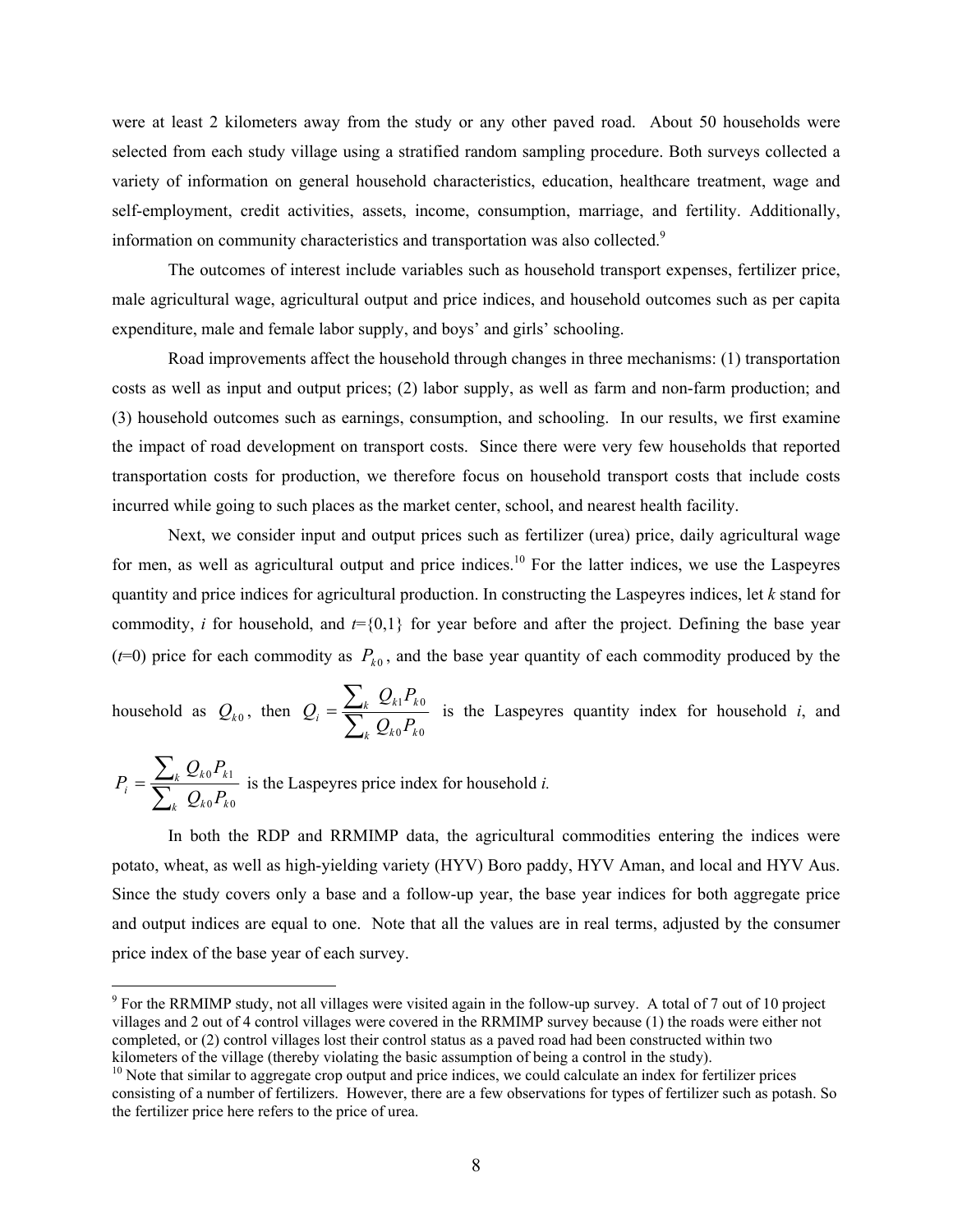were at least 2 kilometers away from the study or any other paved road. About 50 households were selected from each study village using a stratified random sampling procedure. Both surveys collected a variety of information on general household characteristics, education, healthcare treatment, wage and self-employment, credit activities, assets, income, consumption, marriage, and fertility. Additionally, information on community characteristics and transportation was also collected.[9]

The outcomes of interest include variables such as household transport expenses, fertilizer price, male agricultural wage, agricultural output and price indices, and household outcomes such as per capita expenditure, male and female labor supply, and boys' and girls' schooling.

Road improvements affect the household through changes in three mechanisms: (1) transportation costs as well as input and output prices; (2) labor supply, as well as farm and non-farm production; and (3) household outcomes such as earnings, consumption, and schooling. In our results, we first examine the impact of road development on transport costs. Since there were very few households that reported transportation costs for production, we therefore focus on household transport costs that include costs incurred while going to such places as the market center, school, and nearest health facility.

Next, we consider input and output prices such as fertilizer (urea) price, daily agricultural wage for men, as well as agricultural output and price indices.[10] For the latter indices, we use the Laspeyres quantity and price indices for agricultural production. In constructing the Laspeyres indices, let *k* stand for commodity, *i* for household, and $t=\{0,1\}$ for year before and after the project. Defining the base year ($t$=0) price for each commodity as $P_{k0}$, and the base year quantity of each commodity produced by the household as $Q_{k0}$, then $Q_i = \frac{\sum_k Q_{k1}P_{k0}}{\sum_k Q_{k0}P_{k0}}$ is the Laspeyres quantity index for household *i*, and $P_i = \frac{\sum_k Q_{k0}P_{k1}}{\sum_k Q_{k0}P_{k0}}$ is the Laspeyres price index for household *i.*

In both the RDP and RRMIMP data, the agricultural commodities entering the indices were potato, wheat, as well as high-yielding variety (HYV) Boro paddy, HYV Aman, and local and HYV Aus. Since the study covers only a base and a follow-up year, the base year indices for both aggregate price and output indices are equal to one. Note that all the values are in real terms, adjusted by the consumer price index of the base year of each survey.

[9] For the RRMIMP study, not all villages were visited again in the follow-up survey. A total of 7 out of 10 project villages and 2 out of 4 control villages were covered in the RRMIMP survey because (1) the roads were either not completed, or (2) control villages lost their control status as a paved road had been constructed within two kilometers of the village (thereby violating the basic assumption of being a control in the study).

[10] Note that similar to aggregate crop output and price indices, we could calculate an index for fertilizer prices consisting of a number of fertilizers. However, there are a few observations for types of fertilizer such as potash. So the fertilizer price here refers to the price of urea.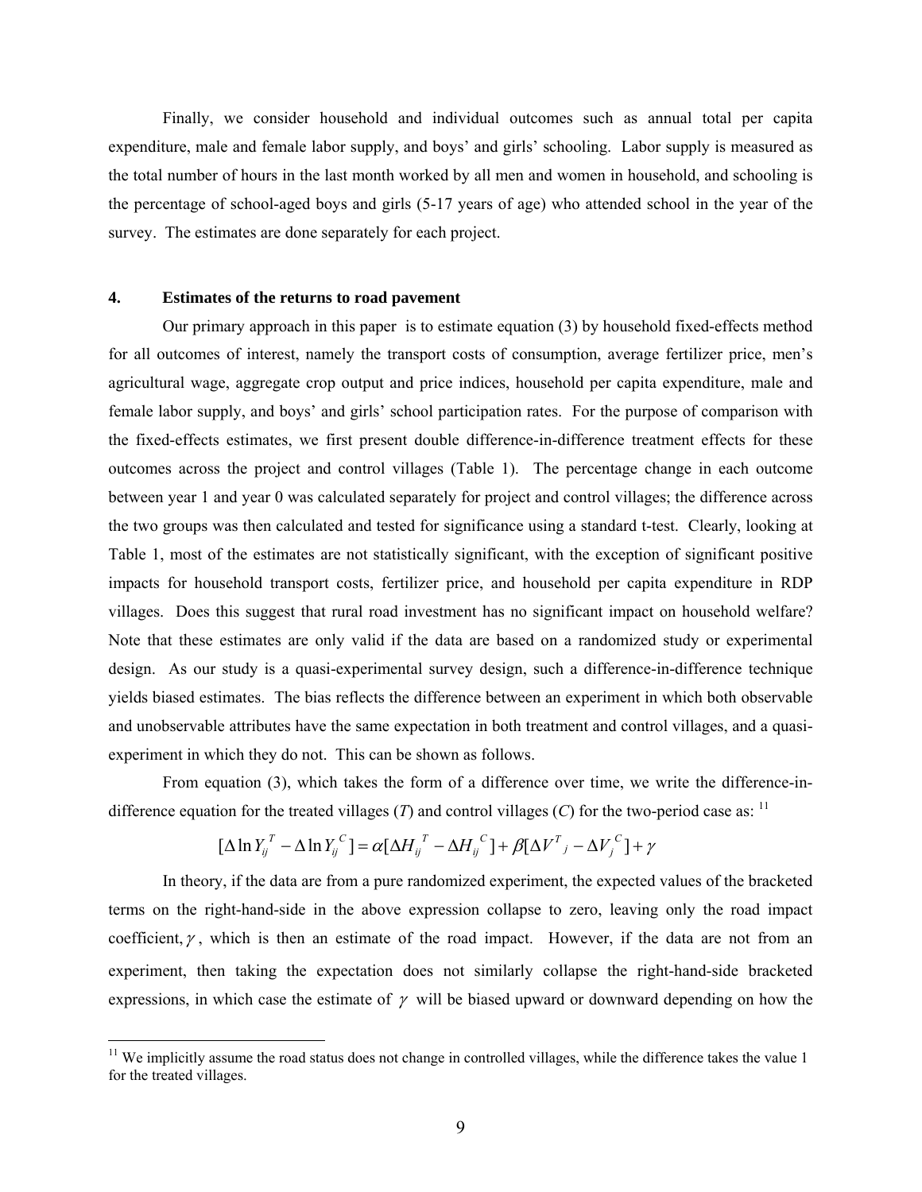Finally, we consider household and individual outcomes such as annual total per capita expenditure, male and female labor supply, and boys' and girls' schooling. Labor supply is measured as the total number of hours in the last month worked by all men and women in household, and schooling is the percentage of school-aged boys and girls (5-17 years of age) who attended school in the year of the survey. The estimates are done separately for each project.

## 4. Estimates of the returns to road pavement

Our primary approach in this paper is to estimate equation (3) by household fixed-effects method for all outcomes of interest, namely the transport costs of consumption, average fertilizer price, men's agricultural wage, aggregate crop output and price indices, household per capita expenditure, male and female labor supply, and boys' and girls' school participation rates. For the purpose of comparison with the fixed-effects estimates, we first present double difference-in-difference treatment effects for these outcomes across the project and control villages (Table 1). The percentage change in each outcome between year 1 and year 0 was calculated separately for project and control villages; the difference across the two groups was then calculated and tested for significance using a standard t-test. Clearly, looking at Table 1, most of the estimates are not statistically significant, with the exception of significant positive impacts for household transport costs, fertilizer price, and household per capita expenditure in RDP villages. Does this suggest that rural road investment has no significant impact on household welfare? Note that these estimates are only valid if the data are based on a randomized study or experimental design. As our study is a quasi-experimental survey design, such a difference-in-difference technique yields biased estimates. The bias reflects the difference between an experiment in which both observable and unobservable attributes have the same expectation in both treatment and control villages, and a quasi-experiment in which they do not. This can be shown as follows.

From equation (3), which takes the form of a difference over time, we write the difference-in-difference equation for the treated villages (*T*) and control villages (*C*) for the two-period case as: [11]

$$[\Delta \ln Y_{ij}^{T} - \Delta \ln Y_{ij}^{C}] = \alpha[\Delta H_{ij}^{T} - \Delta H_{ij}^{C}] + \beta[\Delta V^{T}{}_{j} - \Delta V_{j}^{C}] + \gamma$$

In theory, if the data are from a pure randomized experiment, the expected values of the bracketed terms on the right-hand-side in the above expression collapse to zero, leaving only the road impact coefficient, $\gamma$, which is then an estimate of the road impact. However, if the data are not from an experiment, then taking the expectation does not similarly collapse the right-hand-side bracketed expressions, in which case the estimate of $\gamma$ will be biased upward or downward depending on how the

[11] We implicitly assume the road status does not change in controlled villages, while the difference takes the value 1 for the treated villages.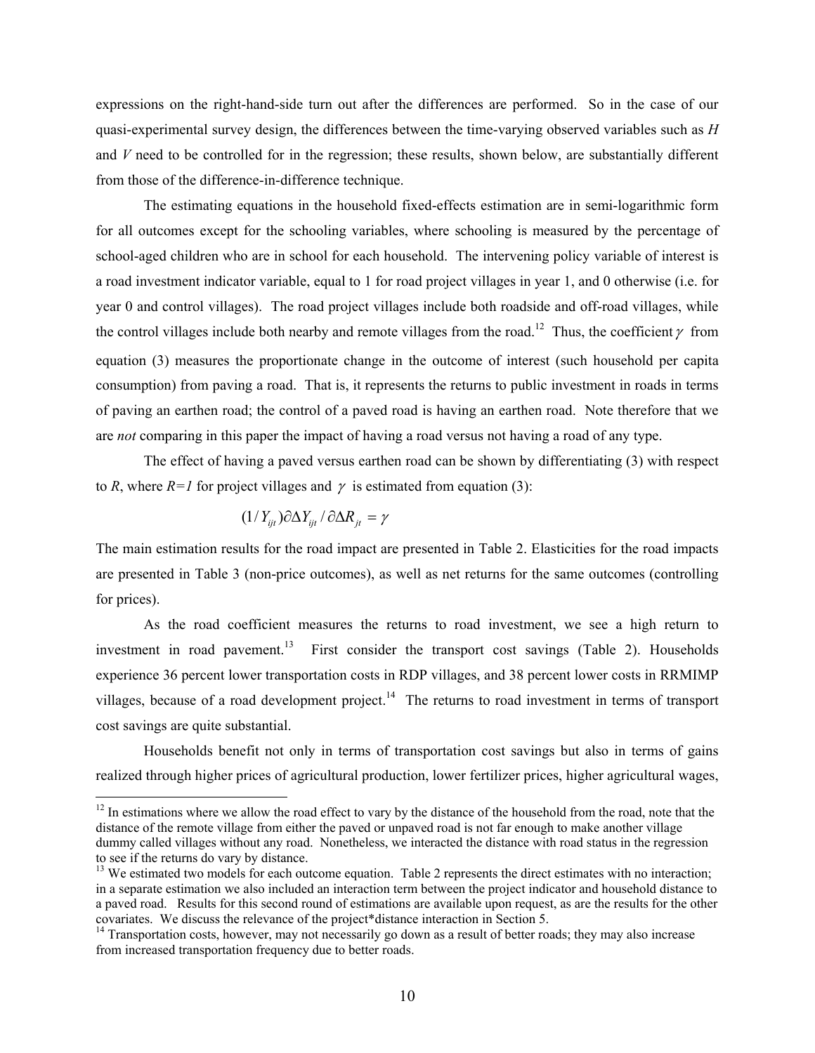expressions on the right-hand-side turn out after the differences are performed. So in the case of our quasi-experimental survey design, the differences between the time-varying observed variables such as $H$ and $V$ need to be controlled for in the regression; these results, shown below, are substantially different from those of the difference-in-difference technique.

The estimating equations in the household fixed-effects estimation are in semi-logarithmic form for all outcomes except for the schooling variables, where schooling is measured by the percentage of school-aged children who are in school for each household. The intervening policy variable of interest is a road investment indicator variable, equal to 1 for road project villages in year 1, and 0 otherwise (i.e. for year 0 and control villages). The road project villages include both roadside and off-road villages, while the control villages include both nearby and remote villages from the road.[12] Thus, the coefficient $\gamma$ from equation (3) measures the proportionate change in the outcome of interest (such household per capita consumption) from paving a road. That is, it represents the returns to public investment in roads in terms of paving an earthen road; the control of a paved road is having an earthen road. Note therefore that we are *not* comparing in this paper the impact of having a road versus not having a road of any type.

The effect of having a paved versus earthen road can be shown by differentiating (3) with respect to $R$, where $R=1$ for project villages and $\gamma$ is estimated from equation (3):

$$(1/Y_{ijt})\partial\Delta Y_{ijt}/\partial\Delta R_{jt} = \gamma$$

The main estimation results for the road impact are presented in Table 2. Elasticities for the road impacts are presented in Table 3 (non-price outcomes), as well as net returns for the same outcomes (controlling for prices).

As the road coefficient measures the returns to road investment, we see a high return to investment in road pavement.[13] First consider the transport cost savings (Table 2). Households experience 36 percent lower transportation costs in RDP villages, and 38 percent lower costs in RRMIMP villages, because of a road development project.[14] The returns to road investment in terms of transport cost savings are quite substantial.

Households benefit not only in terms of transportation cost savings but also in terms of gains realized through higher prices of agricultural production, lower fertilizer prices, higher agricultural wages,

[12] In estimations where we allow the road effect to vary by the distance of the household from the road, note that the distance of the remote village from either the paved or unpaved road is not far enough to make another village dummy called villages without any road. Nonetheless, we interacted the distance with road status in the regression to see if the returns do vary by distance.

[13] We estimated two models for each outcome equation. Table 2 represents the direct estimates with no interaction; in a separate estimation we also included an interaction term between the project indicator and household distance to a paved road. Results for this second round of estimations are available upon request, as are the results for the other covariates. We discuss the relevance of the project*distance interaction in Section 5.

[14] Transportation costs, however, may not necessarily go down as a result of better roads; they may also increase from increased transportation frequency due to better roads.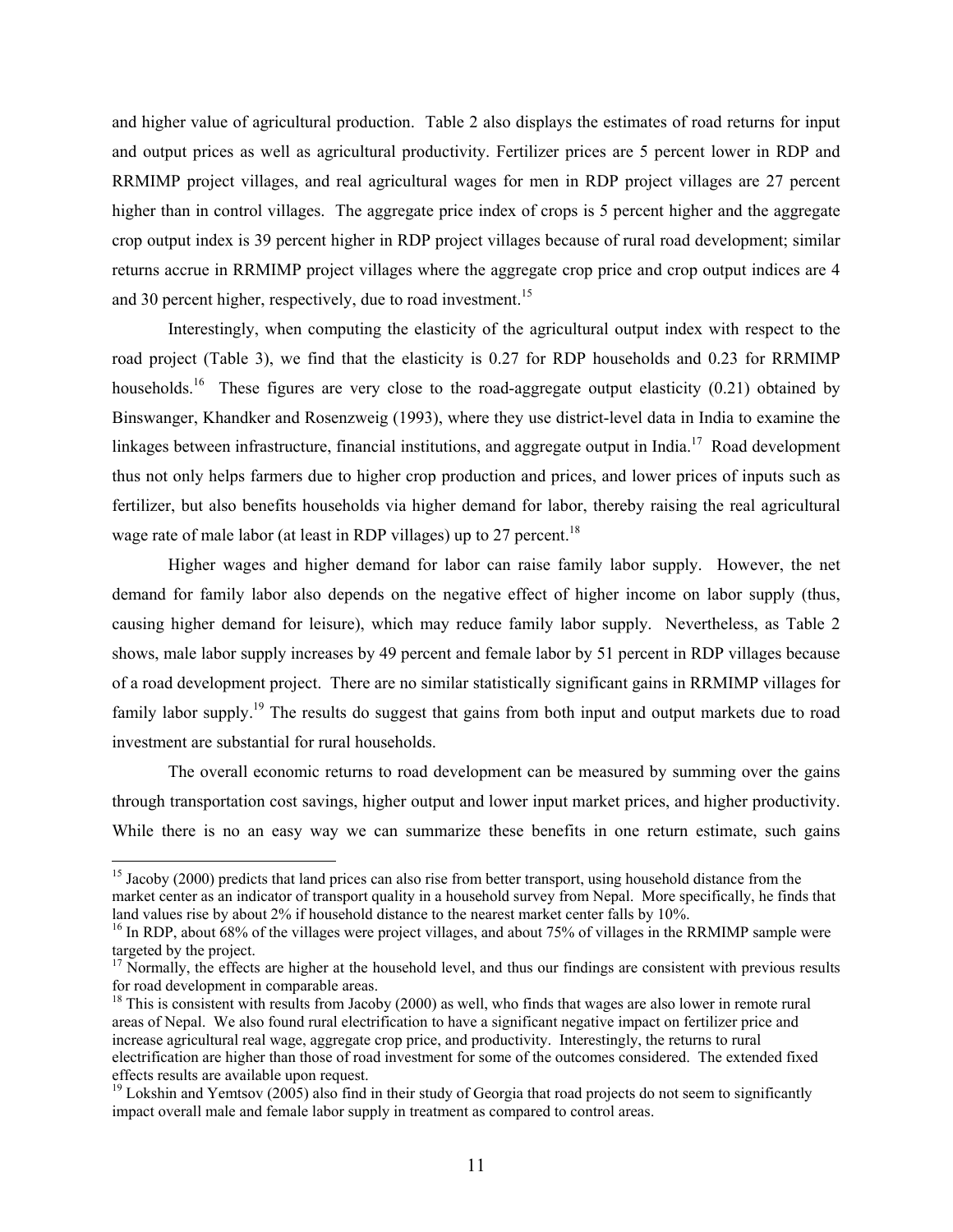and higher value of agricultural production. Table 2 also displays the estimates of road returns for input and output prices as well as agricultural productivity. Fertilizer prices are 5 percent lower in RDP and RRMIMP project villages, and real agricultural wages for men in RDP project villages are 27 percent higher than in control villages. The aggregate price index of crops is 5 percent higher and the aggregate crop output index is 39 percent higher in RDP project villages because of rural road development; similar returns accrue in RRMIMP project villages where the aggregate crop price and crop output indices are 4 and 30 percent higher, respectively, due to road investment.[15]

Interestingly, when computing the elasticity of the agricultural output index with respect to the road project (Table 3), we find that the elasticity is 0.27 for RDP households and 0.23 for RRMIMP households.[16] These figures are very close to the road-aggregate output elasticity (0.21) obtained by Binswanger, Khandker and Rosenzweig (1993), where they use district-level data in India to examine the linkages between infrastructure, financial institutions, and aggregate output in India.[17] Road development thus not only helps farmers due to higher crop production and prices, and lower prices of inputs such as fertilizer, but also benefits households via higher demand for labor, thereby raising the real agricultural wage rate of male labor (at least in RDP villages) up to 27 percent.[18]

Higher wages and higher demand for labor can raise family labor supply. However, the net demand for family labor also depends on the negative effect of higher income on labor supply (thus, causing higher demand for leisure), which may reduce family labor supply. Nevertheless, as Table 2 shows, male labor supply increases by 49 percent and female labor by 51 percent in RDP villages because of a road development project. There are no similar statistically significant gains in RRMIMP villages for family labor supply.[19] The results do suggest that gains from both input and output markets due to road investment are substantial for rural households.

The overall economic returns to road development can be measured by summing over the gains through transportation cost savings, higher output and lower input market prices, and higher productivity. While there is no an easy way we can summarize these benefits in one return estimate, such gains

---

[15] Jacoby (2000) predicts that land prices can also rise from better transport, using household distance from the market center as an indicator of transport quality in a household survey from Nepal. More specifically, he finds that land values rise by about 2% if household distance to the nearest market center falls by 10%.

[16] In RDP, about 68% of the villages were project villages, and about 75% of villages in the RRMIMP sample were targeted by the project.

[17] Normally, the effects are higher at the household level, and thus our findings are consistent with previous results for road development in comparable areas.

[18] This is consistent with results from Jacoby (2000) as well, who finds that wages are also lower in remote rural areas of Nepal. We also found rural electrification to have a significant negative impact on fertilizer price and increase agricultural real wage, aggregate crop price, and productivity. Interestingly, the returns to rural electrification are higher than those of road investment for some of the outcomes considered. The extended fixed effects results are available upon request.

[19] Lokshin and Yemtsov (2005) also find in their study of Georgia that road projects do not seem to significantly impact overall male and female labor supply in treatment as compared to control areas.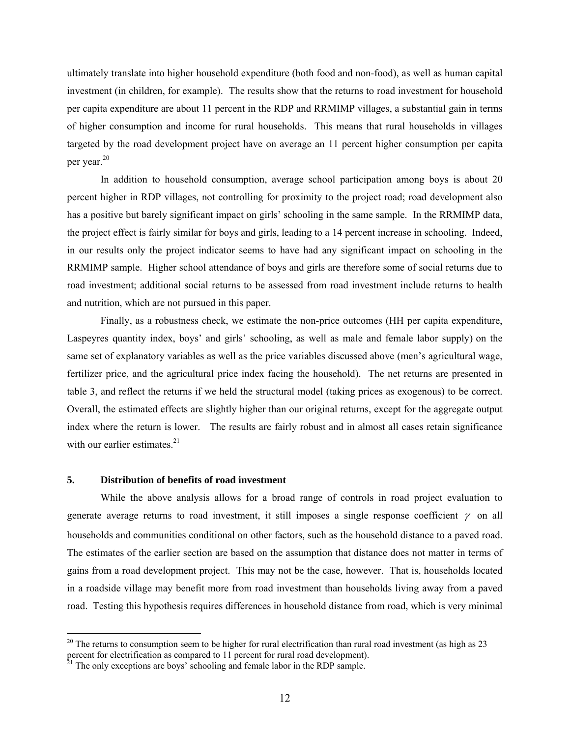ultimately translate into higher household expenditure (both food and non-food), as well as human capital investment (in children, for example). The results show that the returns to road investment for household per capita expenditure are about 11 percent in the RDP and RRMIMP villages, a substantial gain in terms of higher consumption and income for rural households. This means that rural households in villages targeted by the road development project have on average an 11 percent higher consumption per capita per year.[20]

In addition to household consumption, average school participation among boys is about 20 percent higher in RDP villages, not controlling for proximity to the project road; road development also has a positive but barely significant impact on girls' schooling in the same sample. In the RRMIMP data, the project effect is fairly similar for boys and girls, leading to a 14 percent increase in schooling. Indeed, in our results only the project indicator seems to have had any significant impact on schooling in the RRMIMP sample. Higher school attendance of boys and girls are therefore some of social returns due to road investment; additional social returns to be assessed from road investment include returns to health and nutrition, which are not pursued in this paper.

Finally, as a robustness check, we estimate the non-price outcomes (HH per capita expenditure, Laspeyres quantity index, boys' and girls' schooling, as well as male and female labor supply) on the same set of explanatory variables as well as the price variables discussed above (men's agricultural wage, fertilizer price, and the agricultural price index facing the household). The net returns are presented in table 3, and reflect the returns if we held the structural model (taking prices as exogenous) to be correct. Overall, the estimated effects are slightly higher than our original returns, except for the aggregate output index where the return is lower. The results are fairly robust and in almost all cases retain significance with our earlier estimates.[21]

## 5. Distribution of benefits of road investment

While the above analysis allows for a broad range of controls in road project evaluation to generate average returns to road investment, it still imposes a single response coefficient $\gamma$ on all households and communities conditional on other factors, such as the household distance to a paved road. The estimates of the earlier section are based on the assumption that distance does not matter in terms of gains from a road development project. This may not be the case, however. That is, households located in a roadside village may benefit more from road investment than households living away from a paved road. Testing this hypothesis requires differences in household distance from road, which is very minimal

[20] The returns to consumption seem to be higher for rural electrification than rural road investment (as high as 23 percent for electrification as compared to 11 percent for rural road development).

[21] The only exceptions are boys' schooling and female labor in the RDP sample.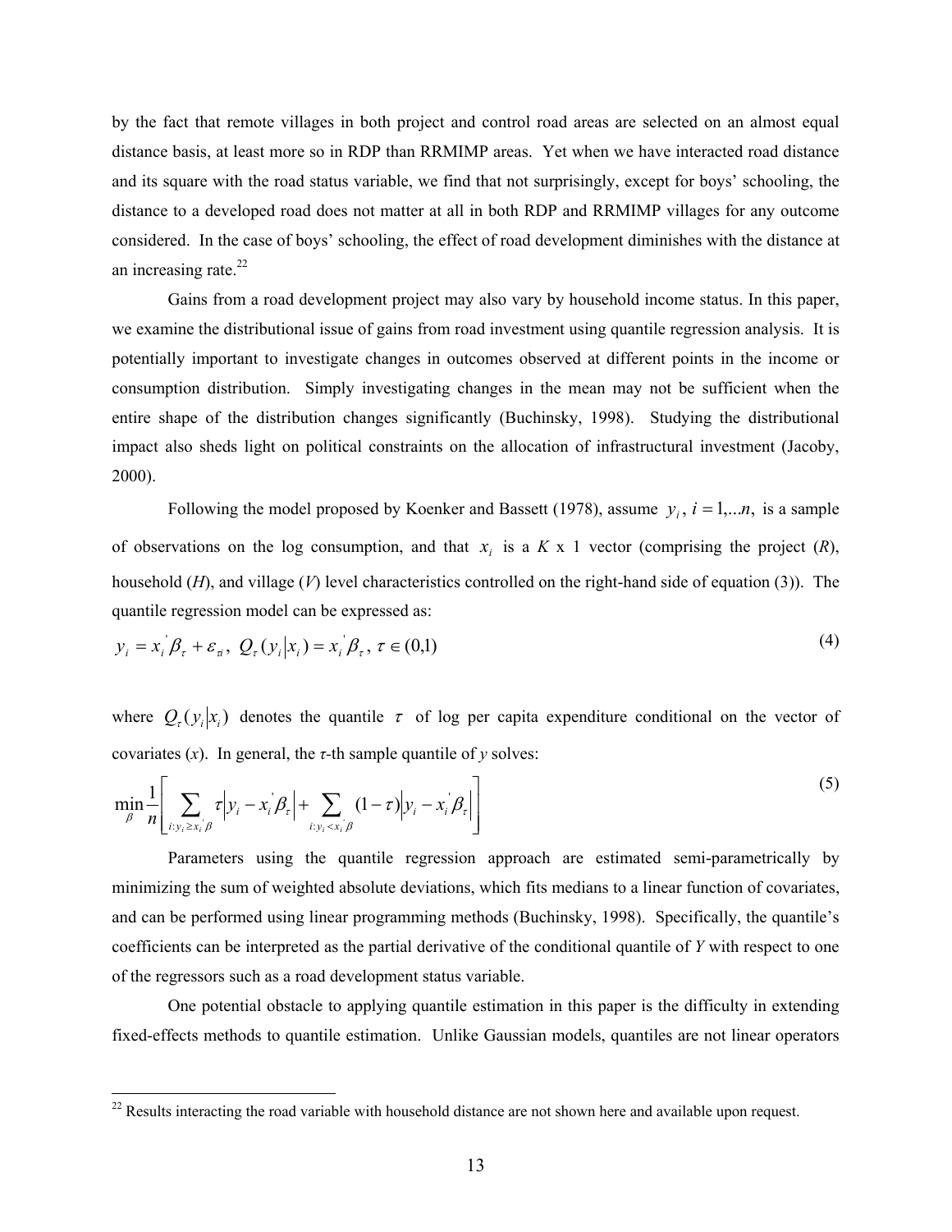by the fact that remote villages in both project and control road areas are selected on an almost equal distance basis, at least more so in RDP than RRMIMP areas. Yet when we have interacted road distance and its square with the road status variable, we find that not surprisingly, except for boys' schooling, the distance to a developed road does not matter at all in both RDP and RRMIMP villages for any outcome considered. In the case of boys' schooling, the effect of road development diminishes with the distance at an increasing rate.[22]

Gains from a road development project may also vary by household income status. In this paper, we examine the distributional issue of gains from road investment using quantile regression analysis. It is potentially important to investigate changes in outcomes observed at different points in the income or consumption distribution. Simply investigating changes in the mean may not be sufficient when the entire shape of the distribution changes significantly (Buchinsky, 1998). Studying the distributional impact also sheds light on political constraints on the allocation of infrastructural investment (Jacoby, 2000).

Following the model proposed by Koenker and Bassett (1978), assume $y_i$, $i = 1,...n,$ is a sample of observations on the log consumption, and that $x_i$ is a *K* x 1 vector (comprising the project (*R*), household (*H*), and village (*V*) level characteristics controlled on the right-hand side of equation (3)). The quantile regression model can be expressed as:

$$y_i = x_i^{'}\beta_{\tau} + \varepsilon_{\tau i},\ Q_{\tau}(y_i|x_i) = x_i^{'}\beta_{\tau},\ \tau \in (0,1) \tag{4}$$

where $Q_{\tau}(y_i|x_i)$ denotes the quantile $\tau$ of log per capita expenditure conditional on the vector of covariates ($x$). In general, the $\tau$-th sample quantile of $y$ solves:

$$\min_{\beta} \frac{1}{n}\left[\sum_{i:y_i \geq x_i^{'}\beta} \tau\left|y_i - x_i^{'}\beta_{\tau}\right| + \sum_{i:y_i < x_i^{'}\beta}(1-\tau)\left|y_i - x_i^{'}\beta_{\tau}\right|\right] \tag{5}$$

Parameters using the quantile regression approach are estimated semi-parametrically by minimizing the sum of weighted absolute deviations, which fits medians to a linear function of covariates, and can be performed using linear programming methods (Buchinsky, 1998). Specifically, the quantile's coefficients can be interpreted as the partial derivative of the conditional quantile of *Y* with respect to one of the regressors such as a road development status variable.

One potential obstacle to applying quantile estimation in this paper is the difficulty in extending fixed-effects methods to quantile estimation. Unlike Gaussian models, quantiles are not linear operators

[22] Results interacting the road variable with household distance are not shown here and available upon request.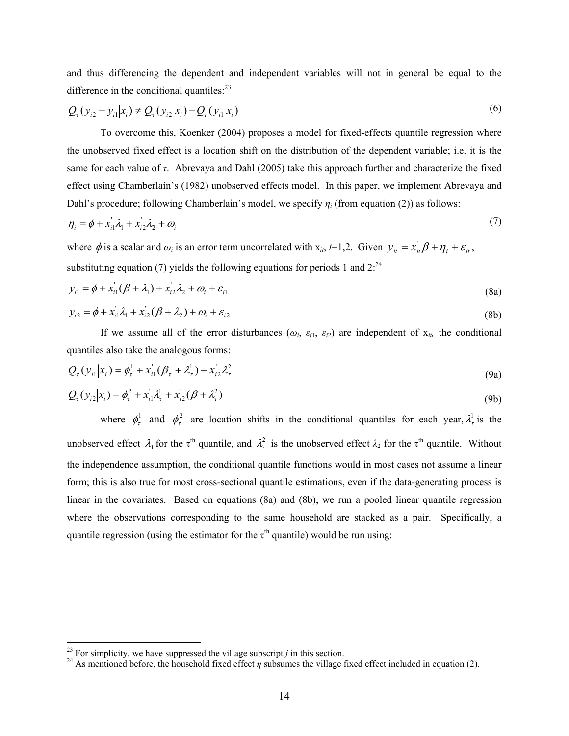and thus differencing the dependent and independent variables will not in general be equal to the difference in the conditional quantiles:[23]

$$Q_\tau(y_{i2} - y_{i1} | x_i) \neq Q_\tau(y_{i2} | x_i) - Q_\tau(y_{i1} | x_i) \tag{6}$$

To overcome this, Koenker (2004) proposes a model for fixed-effects quantile regression where the unobserved fixed effect is a location shift on the distribution of the dependent variable; i.e. it is the same for each value of *τ*. Abrevaya and Dahl (2005) take this approach further and characterize the fixed effect using Chamberlain's (1982) unobserved effects model. In this paper, we implement Abrevaya and Dahl's procedure; following Chamberlain's model, we specify $\eta_i$ (from equation (2)) as follows:

$$\eta_i = \phi + x_{i1}'\lambda_1 + x_{i2}'\lambda_2 + \omega_i \tag{7}$$

where $\phi$ is a scalar and $\omega_i$ is an error term uncorrelated with $x_{it}$, $t$=1,2. Given $y_{it} = x_{it}'\beta + \eta_i + \varepsilon_{it}$, substituting equation (7) yields the following equations for periods 1 and 2:[24]

$$y_{i1} = \phi + x_{i1}'(\beta + \lambda_1) + x_{i2}'\lambda_2 + \omega_i + \varepsilon_{i1} \tag{8a}$$

$$y_{i2} = \phi + x_{i1}'\lambda_1 + x_{i2}'(\beta + \lambda_2) + \omega_i + \varepsilon_{i2} \tag{8b}$$

If we assume all of the error disturbances ($\omega_i$, $\varepsilon_{i1}$, $\varepsilon_{i2}$) are independent of $x_{it}$, the conditional quantiles also take the analogous forms:

$$Q_\tau(y_{i1} | x_i) = \phi_\tau^1 + x_{i1}'(\beta_\tau + \lambda_\tau^1) + x_{i2}'\lambda_\tau^2 \tag{9a}$$

$$Q_\tau(y_{i2} | x_i) = \phi_\tau^2 + x_{i1}'\lambda_\tau^1 + x_{i2}'(\beta + \lambda_\tau^2) \tag{9b}$$

where $\phi_\tau^1$ and $\phi_\tau^2$ are location shifts in the conditional quantiles for each year, $\lambda_\tau^1$ is the unobserved effect $\lambda_1$ for the $\tau^{th}$ quantile, and $\lambda_\tau^2$ is the unobserved effect $\lambda_2$ for the $\tau^{th}$ quantile. Without the independence assumption, the conditional quantile functions would in most cases not assume a linear form; this is also true for most cross-sectional quantile estimations, even if the data-generating process is linear in the covariates. Based on equations (8a) and (8b), we run a pooled linear quantile regression where the observations corresponding to the same household are stacked as a pair. Specifically, a quantile regression (using the estimator for the $\tau^{th}$ quantile) would be run using:

---

[23] For simplicity, we have suppressed the village subscript *j* in this section.

[24] As mentioned before, the household fixed effect $\eta$ subsumes the village fixed effect included in equation (2).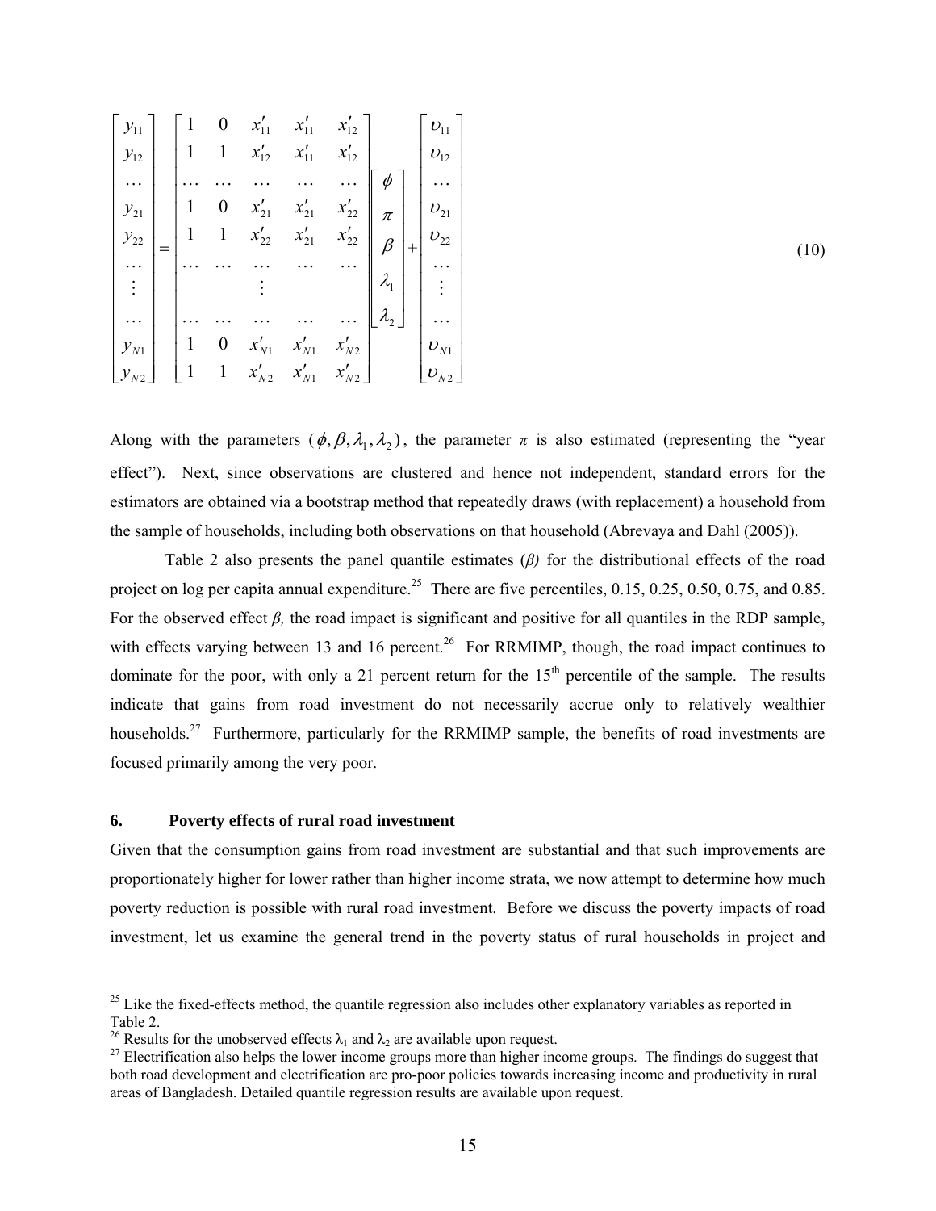$$
\begin{bmatrix} y_{11} \\ y_{12} \\ \cdots \\ y_{21} \\ y_{22} \\ \cdots \\ \vdots \\ \cdots \\ y_{N1} \\ y_{N2} \end{bmatrix} = \begin{bmatrix} 1 & 0 & x'_{11} & x'_{11} & x'_{12} \\ 1 & 1 & x'_{12} & x'_{11} & x'_{12} \\ \cdots & \cdots & \cdots & \cdots & \cdots \\ 1 & 0 & x'_{21} & x'_{21} & x'_{22} \\ 1 & 1 & x'_{22} & x'_{21} & x'_{22} \\ \cdots & \cdots & \cdots & \cdots & \cdots \\ & & \vdots & & \\ \cdots & \cdots & \cdots & \cdots & \cdots \\ 1 & 0 & x'_{N1} & x'_{N1} & x'_{N2} \\ 1 & 1 & x'_{N2} & x'_{N1} & x'_{N2} \end{bmatrix} \begin{bmatrix} \phi \\ \pi \\ \beta \\ \lambda_1 \\ \lambda_2 \end{bmatrix} + \begin{bmatrix} \upsilon_{11} \\ \upsilon_{12} \\ \cdots \\ \upsilon_{21} \\ \upsilon_{22} \\ \cdots \\ \vdots \\ \cdots \\ \upsilon_{N1} \\ \upsilon_{N2} \end{bmatrix} \tag{10}
$$

Along with the parameters $(\phi, \beta, \lambda_1, \lambda_2)$, the parameter $\pi$ is also estimated (representing the "year effect"). Next, since observations are clustered and hence not independent, standard errors for the estimators are obtained via a bootstrap method that repeatedly draws (with replacement) a household from the sample of households, including both observations on that household (Abrevaya and Dahl (2005)).

Table 2 also presents the panel quantile estimates (*β)* for the distributional effects of the road project on log per capita annual expenditure.[25] There are five percentiles, 0.15, 0.25, 0.50, 0.75, and 0.85. For the observed effect *β,* the road impact is significant and positive for all quantiles in the RDP sample, with effects varying between 13 and 16 percent.[26] For RRMIMP, though, the road impact continues to dominate for the poor, with only a 21 percent return for the 15[th] percentile of the sample. The results indicate that gains from road investment do not necessarily accrue only to relatively wealthier households.[27] Furthermore, particularly for the RRMIMP sample, the benefits of road investments are focused primarily among the very poor.

## 6. Poverty effects of rural road investment

Given that the consumption gains from road investment are substantial and that such improvements are proportionately higher for lower rather than higher income strata, we now attempt to determine how much poverty reduction is possible with rural road investment. Before we discuss the poverty impacts of road investment, let us examine the general trend in the poverty status of rural households in project and

---

[25] Like the fixed-effects method, the quantile regression also includes other explanatory variables as reported in Table 2.

[26] Results for the unobserved effects $\lambda_1$ and $\lambda_2$ are available upon request.

[27] Electrification also helps the lower income groups more than higher income groups. The findings do suggest that both road development and electrification are pro-poor policies towards increasing income and productivity in rural areas of Bangladesh. Detailed quantile regression results are available upon request.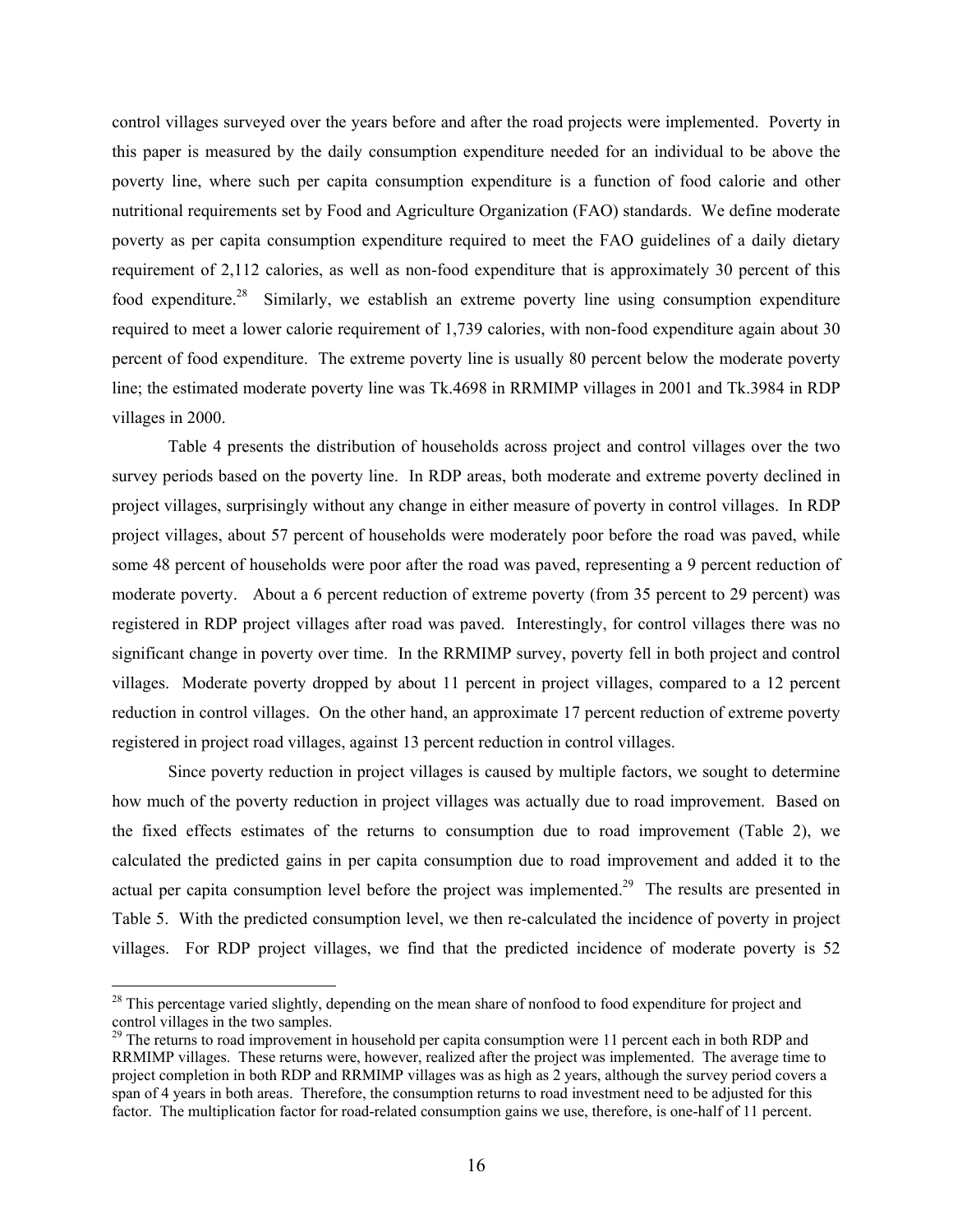control villages surveyed over the years before and after the road projects were implemented. Poverty in this paper is measured by the daily consumption expenditure needed for an individual to be above the poverty line, where such per capita consumption expenditure is a function of food calorie and other nutritional requirements set by Food and Agriculture Organization (FAO) standards. We define moderate poverty as per capita consumption expenditure required to meet the FAO guidelines of a daily dietary requirement of 2,112 calories, as well as non-food expenditure that is approximately 30 percent of this food expenditure.[28] Similarly, we establish an extreme poverty line using consumption expenditure required to meet a lower calorie requirement of 1,739 calories, with non-food expenditure again about 30 percent of food expenditure. The extreme poverty line is usually 80 percent below the moderate poverty line; the estimated moderate poverty line was Tk.4698 in RRMIMP villages in 2001 and Tk.3984 in RDP villages in 2000.

Table 4 presents the distribution of households across project and control villages over the two survey periods based on the poverty line. In RDP areas, both moderate and extreme poverty declined in project villages, surprisingly without any change in either measure of poverty in control villages. In RDP project villages, about 57 percent of households were moderately poor before the road was paved, while some 48 percent of households were poor after the road was paved, representing a 9 percent reduction of moderate poverty. About a 6 percent reduction of extreme poverty (from 35 percent to 29 percent) was registered in RDP project villages after road was paved. Interestingly, for control villages there was no significant change in poverty over time. In the RRMIMP survey, poverty fell in both project and control villages. Moderate poverty dropped by about 11 percent in project villages, compared to a 12 percent reduction in control villages. On the other hand, an approximate 17 percent reduction of extreme poverty registered in project road villages, against 13 percent reduction in control villages.

Since poverty reduction in project villages is caused by multiple factors, we sought to determine how much of the poverty reduction in project villages was actually due to road improvement. Based on the fixed effects estimates of the returns to consumption due to road improvement (Table 2), we calculated the predicted gains in per capita consumption due to road improvement and added it to the actual per capita consumption level before the project was implemented.[29] The results are presented in Table 5. With the predicted consumption level, we then re-calculated the incidence of poverty in project villages. For RDP project villages, we find that the predicted incidence of moderate poverty is 52

---

[28] This percentage varied slightly, depending on the mean share of nonfood to food expenditure for project and control villages in the two samples.

[29] The returns to road improvement in household per capita consumption were 11 percent each in both RDP and RRMIMP villages. These returns were, however, realized after the project was implemented. The average time to project completion in both RDP and RRMIMP villages was as high as 2 years, although the survey period covers a span of 4 years in both areas. Therefore, the consumption returns to road investment need to be adjusted for this factor. The multiplication factor for road-related consumption gains we use, therefore, is one-half of 11 percent.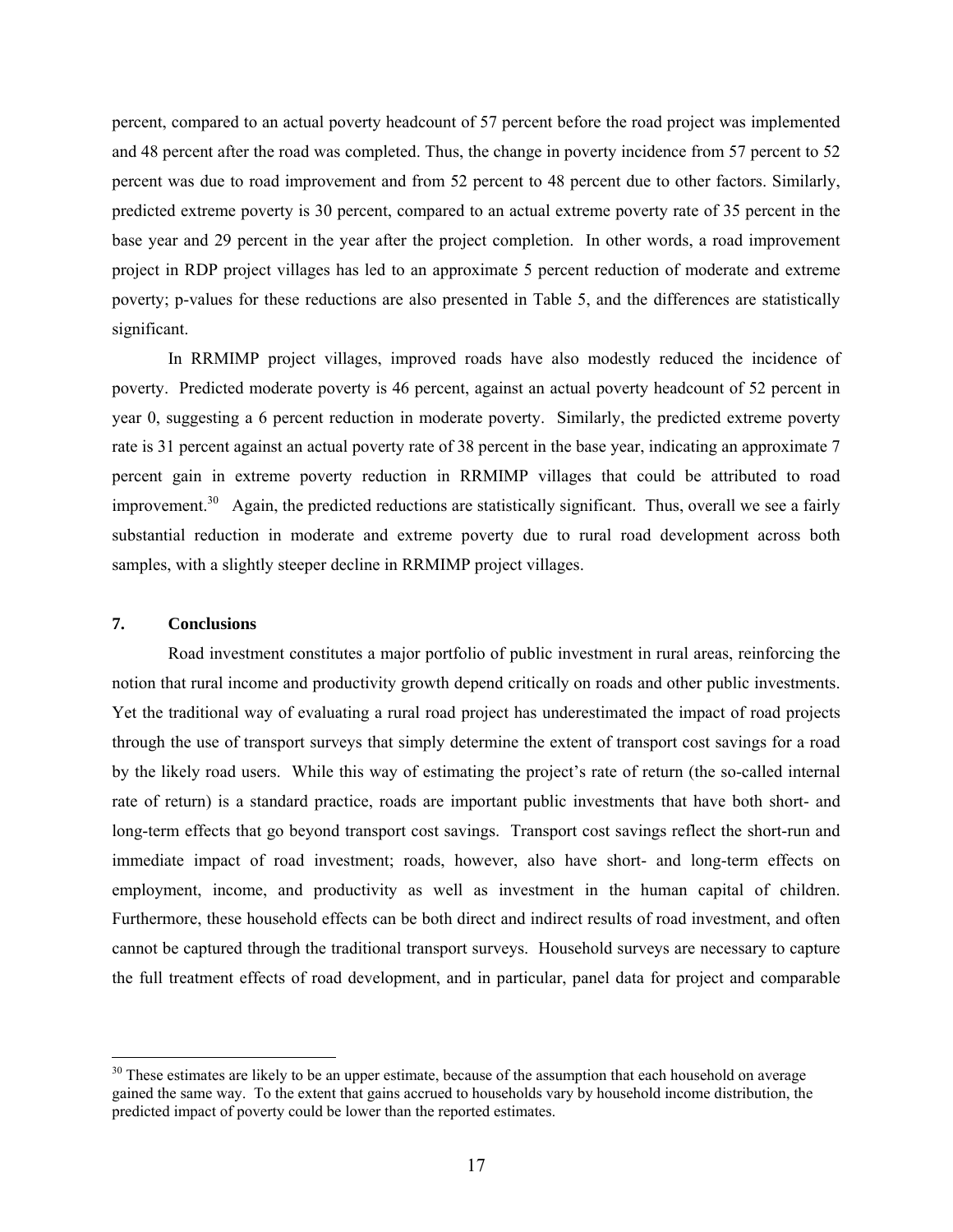percent, compared to an actual poverty headcount of 57 percent before the road project was implemented and 48 percent after the road was completed. Thus, the change in poverty incidence from 57 percent to 52 percent was due to road improvement and from 52 percent to 48 percent due to other factors. Similarly, predicted extreme poverty is 30 percent, compared to an actual extreme poverty rate of 35 percent in the base year and 29 percent in the year after the project completion. In other words, a road improvement project in RDP project villages has led to an approximate 5 percent reduction of moderate and extreme poverty; p-values for these reductions are also presented in Table 5, and the differences are statistically significant.

In RRMIMP project villages, improved roads have also modestly reduced the incidence of poverty. Predicted moderate poverty is 46 percent, against an actual poverty headcount of 52 percent in year 0, suggesting a 6 percent reduction in moderate poverty. Similarly, the predicted extreme poverty rate is 31 percent against an actual poverty rate of 38 percent in the base year, indicating an approximate 7 percent gain in extreme poverty reduction in RRMIMP villages that could be attributed to road improvement.[30] Again, the predicted reductions are statistically significant. Thus, overall we see a fairly substantial reduction in moderate and extreme poverty due to rural road development across both samples, with a slightly steeper decline in RRMIMP project villages.

## 7. Conclusions

Road investment constitutes a major portfolio of public investment in rural areas, reinforcing the notion that rural income and productivity growth depend critically on roads and other public investments. Yet the traditional way of evaluating a rural road project has underestimated the impact of road projects through the use of transport surveys that simply determine the extent of transport cost savings for a road by the likely road users. While this way of estimating the project's rate of return (the so-called internal rate of return) is a standard practice, roads are important public investments that have both short- and long-term effects that go beyond transport cost savings. Transport cost savings reflect the short-run and immediate impact of road investment; roads, however, also have short- and long-term effects on employment, income, and productivity as well as investment in the human capital of children. Furthermore, these household effects can be both direct and indirect results of road investment, and often cannot be captured through the traditional transport surveys. Household surveys are necessary to capture the full treatment effects of road development, and in particular, panel data for project and comparable

[30] These estimates are likely to be an upper estimate, because of the assumption that each household on average gained the same way. To the extent that gains accrued to households vary by household income distribution, the predicted impact of poverty could be lower than the reported estimates.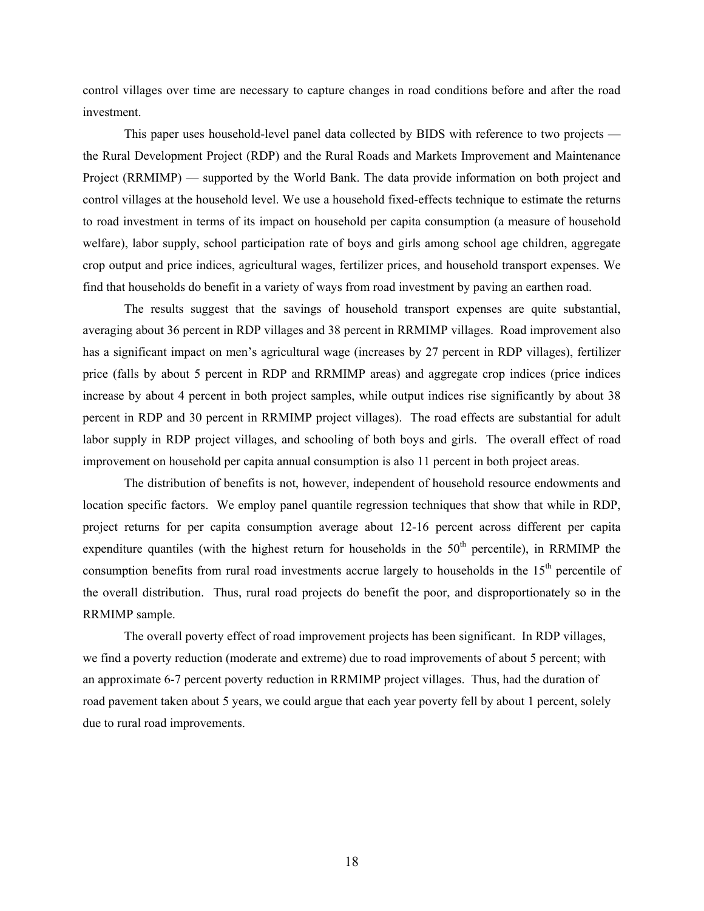control villages over time are necessary to capture changes in road conditions before and after the road investment.

This paper uses household-level panel data collected by BIDS with reference to two projects — the Rural Development Project (RDP) and the Rural Roads and Markets Improvement and Maintenance Project (RRMIMP) — supported by the World Bank. The data provide information on both project and control villages at the household level. We use a household fixed-effects technique to estimate the returns to road investment in terms of its impact on household per capita consumption (a measure of household welfare), labor supply, school participation rate of boys and girls among school age children, aggregate crop output and price indices, agricultural wages, fertilizer prices, and household transport expenses. We find that households do benefit in a variety of ways from road investment by paving an earthen road.

The results suggest that the savings of household transport expenses are quite substantial, averaging about 36 percent in RDP villages and 38 percent in RRMIMP villages. Road improvement also has a significant impact on men's agricultural wage (increases by 27 percent in RDP villages), fertilizer price (falls by about 5 percent in RDP and RRMIMP areas) and aggregate crop indices (price indices increase by about 4 percent in both project samples, while output indices rise significantly by about 38 percent in RDP and 30 percent in RRMIMP project villages). The road effects are substantial for adult labor supply in RDP project villages, and schooling of both boys and girls. The overall effect of road improvement on household per capita annual consumption is also 11 percent in both project areas.

The distribution of benefits is not, however, independent of household resource endowments and location specific factors. We employ panel quantile regression techniques that show that while in RDP, project returns for per capita consumption average about 12-16 percent across different per capita expenditure quantiles (with the highest return for households in the 50th percentile), in RRMIMP the consumption benefits from rural road investments accrue largely to households in the 15th percentile of the overall distribution. Thus, rural road projects do benefit the poor, and disproportionately so in the RRMIMP sample.

The overall poverty effect of road improvement projects has been significant. In RDP villages, we find a poverty reduction (moderate and extreme) due to road improvements of about 5 percent; with an approximate 6-7 percent poverty reduction in RRMIMP project villages. Thus, had the duration of road pavement taken about 5 years, we could argue that each year poverty fell by about 1 percent, solely due to rural road improvements.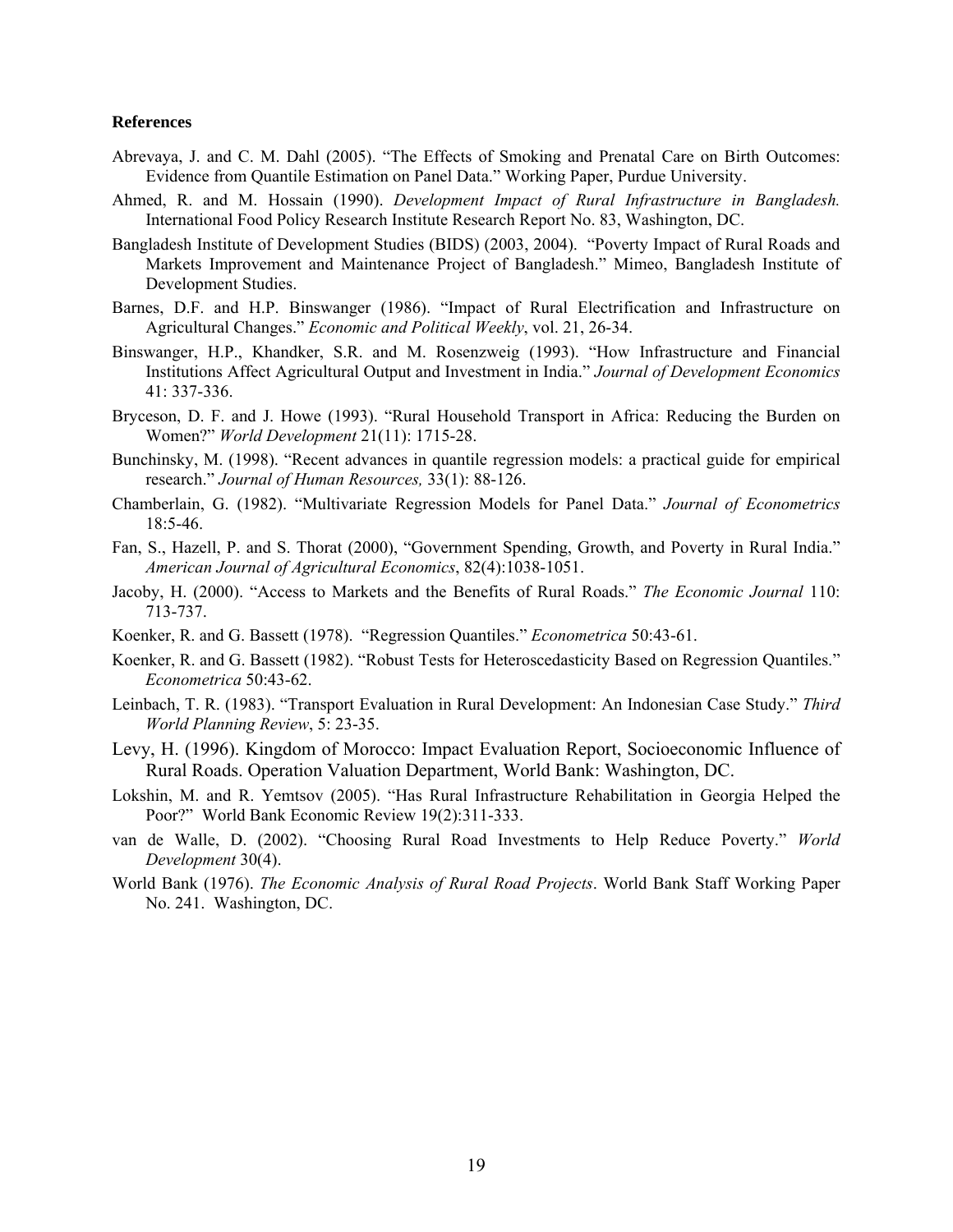**References**

Abrevaya, J. and C. M. Dahl (2005). "The Effects of Smoking and Prenatal Care on Birth Outcomes: Evidence from Quantile Estimation on Panel Data." Working Paper, Purdue University.

Ahmed, R. and M. Hossain (1990). *Development Impact of Rural Infrastructure in Bangladesh.* International Food Policy Research Institute Research Report No. 83, Washington, DC.

Bangladesh Institute of Development Studies (BIDS) (2003, 2004). "Poverty Impact of Rural Roads and Markets Improvement and Maintenance Project of Bangladesh." Mimeo, Bangladesh Institute of Development Studies.

Barnes, D.F. and H.P. Binswanger (1986). "Impact of Rural Electrification and Infrastructure on Agricultural Changes." *Economic and Political Weekly*, vol. 21, 26-34.

Binswanger, H.P., Khandker, S.R. and M. Rosenzweig (1993). "How Infrastructure and Financial Institutions Affect Agricultural Output and Investment in India." *Journal of Development Economics* 41: 337-336.

Bryceson, D. F. and J. Howe (1993). "Rural Household Transport in Africa: Reducing the Burden on Women?" *World Development* 21(11): 1715-28.

Bunchinsky, M. (1998). "Recent advances in quantile regression models: a practical guide for empirical research." *Journal of Human Resources,* 33(1): 88-126.

Chamberlain, G. (1982). "Multivariate Regression Models for Panel Data." *Journal of Econometrics* 18:5-46.

Fan, S., Hazell, P. and S. Thorat (2000), "Government Spending, Growth, and Poverty in Rural India." *American Journal of Agricultural Economics*, 82(4):1038-1051.

Jacoby, H. (2000). "Access to Markets and the Benefits of Rural Roads." *The Economic Journal* 110: 713-737.

Koenker, R. and G. Bassett (1978). "Regression Quantiles." *Econometrica* 50:43-61.

Koenker, R. and G. Bassett (1982). "Robust Tests for Heteroscedasticity Based on Regression Quantiles." *Econometrica* 50:43-62.

Leinbach, T. R. (1983). "Transport Evaluation in Rural Development: An Indonesian Case Study." *Third World Planning Review*, 5: 23-35.

Levy, H. (1996). Kingdom of Morocco: Impact Evaluation Report, Socioeconomic Influence of Rural Roads. Operation Valuation Department, World Bank: Washington, DC.

Lokshin, M. and R. Yemtsov (2005). "Has Rural Infrastructure Rehabilitation in Georgia Helped the Poor?" World Bank Economic Review 19(2):311-333.

van de Walle, D. (2002). "Choosing Rural Road Investments to Help Reduce Poverty." *World Development* 30(4).

World Bank (1976). *The Economic Analysis of Rural Road Projects*. World Bank Staff Working Paper No. 241. Washington, DC.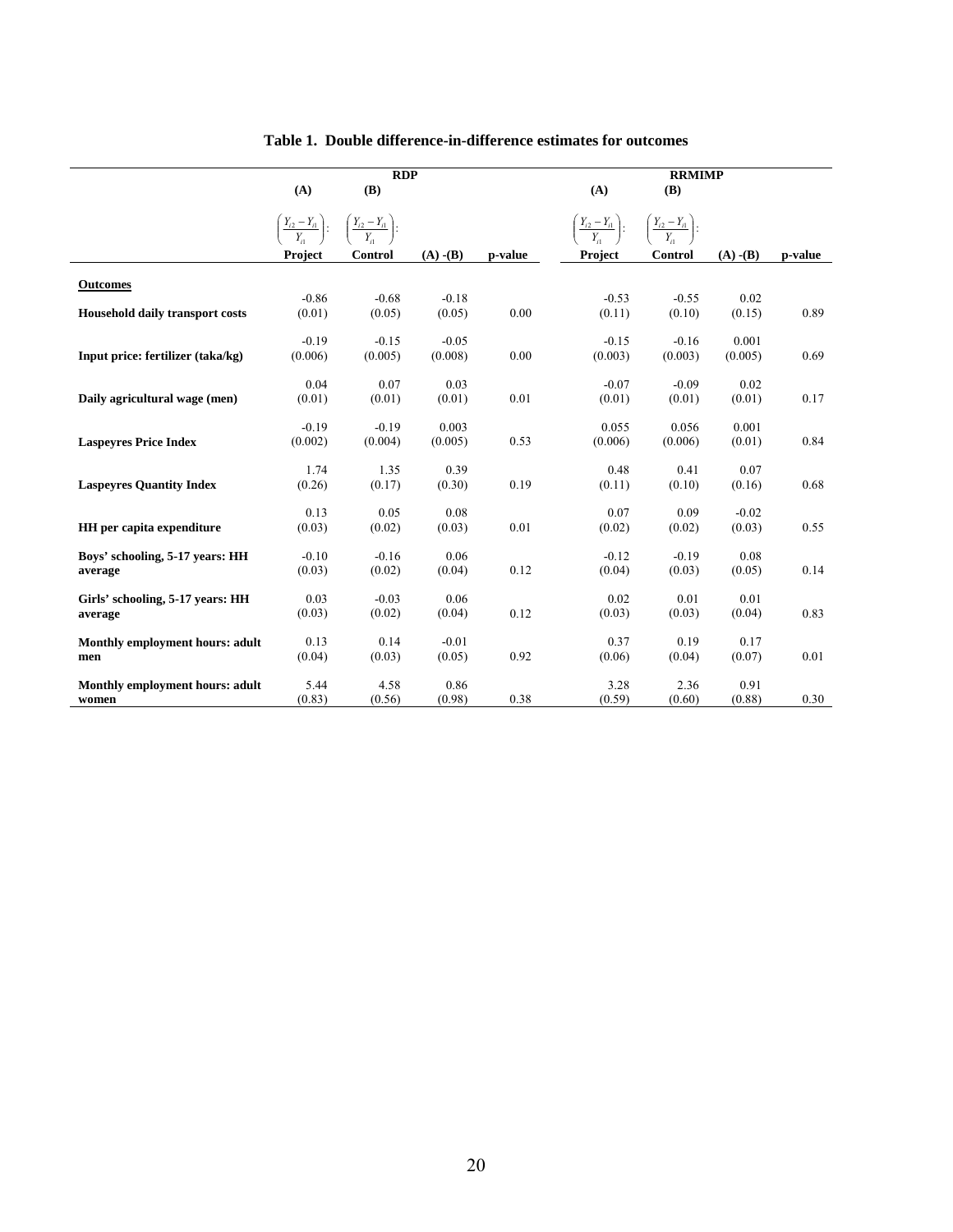**Table 1. Double difference-in-difference estimates for outcomes**

| | RDP | | | | RRMIMP | | | |
|---|---|---|---|---|---|---|---|---|
| | (A) | (B) | | | (A) | (B) | | |
| | $\left(\frac{Y_{i2}-Y_{i1}}{Y_{i1}}\right)$: Project | $\left(\frac{Y_{i2}-Y_{i1}}{Y_{i1}}\right)$: Control | (A) -(B) | p-value | $\left(\frac{Y_{i2}-Y_{i1}}{Y_{i1}}\right)$: Project | $\left(\frac{Y_{i2}-Y_{i1}}{Y_{i1}}\right)$: Control | (A) -(B) | p-value |
| **Outcomes** | | | | | | | | |
| **Household daily transport costs** | -0.86 (0.01) | -0.68 (0.05) | -0.18 (0.05) | 0.00 | -0.53 (0.11) | -0.55 (0.10) | 0.02 (0.15) | 0.89 |
| **Input price: fertilizer (taka/kg)** | -0.19 (0.006) | -0.15 (0.005) | -0.05 (0.008) | 0.00 | -0.15 (0.003) | -0.16 (0.003) | 0.001 (0.005) | 0.69 |
| **Daily agricultural wage (men)** | 0.04 (0.01) | 0.07 (0.01) | 0.03 (0.01) | 0.01 | -0.07 (0.01) | -0.09 (0.01) | 0.02 (0.01) | 0.17 |
| **Laspeyres Price Index** | -0.19 (0.002) | -0.19 (0.004) | 0.003 (0.005) | 0.53 | 0.055 (0.006) | 0.056 (0.006) | 0.001 (0.01) | 0.84 |
| **Laspeyres Quantity Index** | 1.74 (0.26) | 1.35 (0.17) | 0.39 (0.30) | 0.19 | 0.48 (0.11) | 0.41 (0.10) | 0.07 (0.16) | 0.68 |
| **HH per capita expenditure** | 0.13 (0.03) | 0.05 (0.02) | 0.08 (0.03) | 0.01 | 0.07 (0.02) | 0.09 (0.02) | -0.02 (0.03) | 0.55 |
| **Boys' schooling, 5-17 years: HH average** | -0.10 (0.03) | -0.16 (0.02) | 0.06 (0.04) | 0.12 | -0.12 (0.04) | -0.19 (0.03) | 0.08 (0.05) | 0.14 |
| **Girls' schooling, 5-17 years: HH average** | 0.03 (0.03) | -0.03 (0.02) | 0.06 (0.04) | 0.12 | 0.02 (0.03) | 0.01 (0.03) | 0.01 (0.04) | 0.83 |
| **Monthly employment hours: adult men** | 0.13 (0.04) | 0.14 (0.03) | -0.01 (0.05) | 0.92 | 0.37 (0.06) | 0.19 (0.04) | 0.17 (0.07) | 0.01 |
| **Monthly employment hours: adult women** | 5.44 (0.83) | 4.58 (0.56) | 0.86 (0.98) | 0.38 | 3.28 (0.59) | 2.36 (0.60) | 0.91 (0.88) | 0.30 |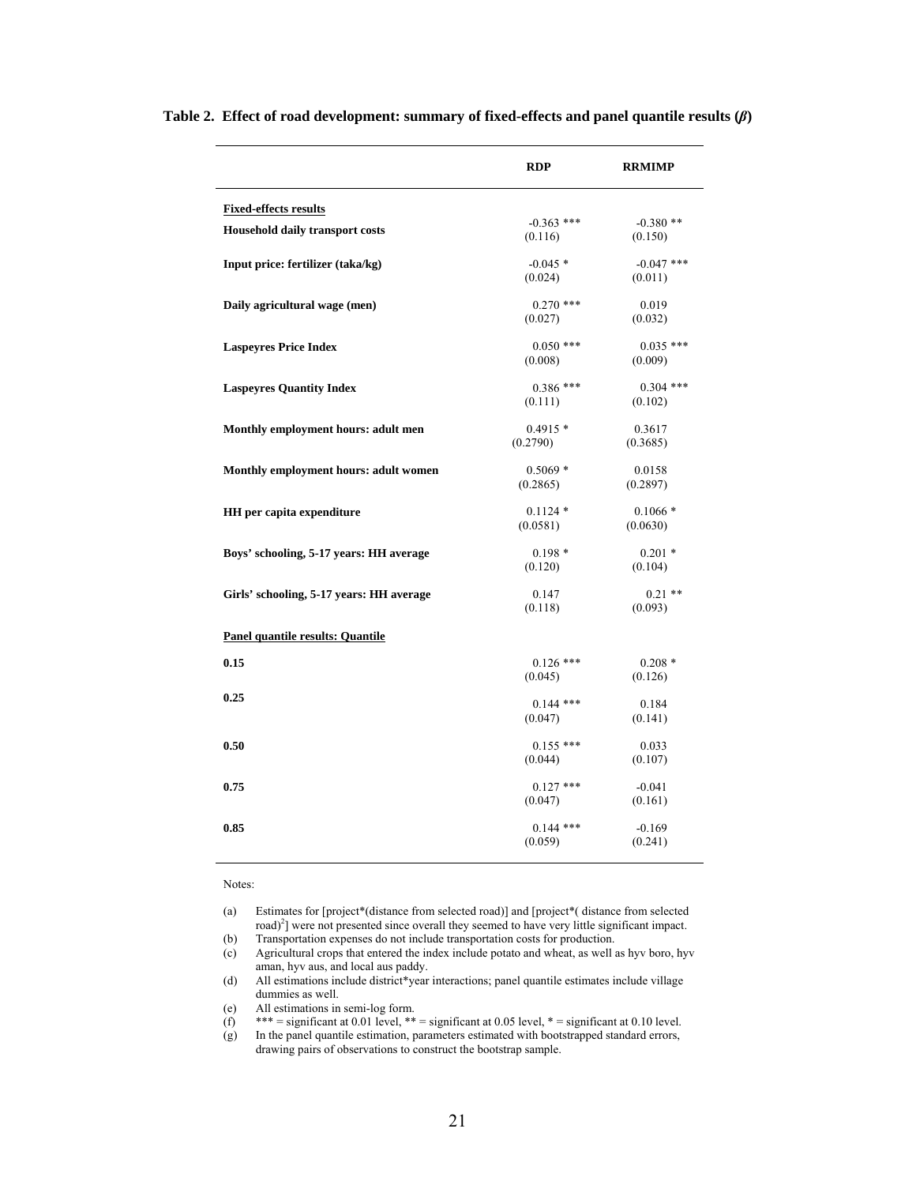**Table 2. Effect of road development: summary of fixed-effects and panel quantile results ($\beta$)**

| | RDP | RRMIMP |
|---|---|---|
| **Fixed-effects results** | | |
| **Household daily transport costs** | -0.363 *** | -0.380 ** |
| | (0.116) | (0.150) |
| **Input price: fertilizer (taka/kg)** | -0.045 * | -0.047 *** |
| | (0.024) | (0.011) |
| **Daily agricultural wage (men)** | 0.270 *** | 0.019 |
| | (0.027) | (0.032) |
| **Laspeyres Price Index** | 0.050 *** | 0.035 *** |
| | (0.008) | (0.009) |
| **Laspeyres Quantity Index** | 0.386 *** | 0.304 *** |
| | (0.111) | (0.102) |
| **Monthly employment hours: adult men** | 0.4915 * | 0.3617 |
| | (0.2790) | (0.3685) |
| **Monthly employment hours: adult women** | 0.5069 * | 0.0158 |
| | (0.2865) | (0.2897) |
| **HH per capita expenditure** | 0.1124 * | 0.1066 * |
| | (0.0581) | (0.0630) |
| **Boys' schooling, 5-17 years: HH average** | 0.198 * | 0.201 * |
| | (0.120) | (0.104) |
| **Girls' schooling, 5-17 years: HH average** | 0.147 | 0.21 ** |
| | (0.118) | (0.093) |
| **Panel quantile results: Quantile** | | |
| **0.15** | 0.126 *** | 0.208 * |
| | (0.045) | (0.126) |
| **0.25** | 0.144 *** | 0.184 |
| | (0.047) | (0.141) |
| **0.50** | 0.155 *** | 0.033 |
| | (0.044) | (0.107) |
| **0.75** | 0.127 *** | -0.041 |
| | (0.047) | (0.161) |
| **0.85** | 0.144 *** | -0.169 |
| | (0.059) | (0.241) |

Notes:

(a) Estimates for [project*(distance from selected road)] and [project*( distance from selected road)$^2$] were not presented since overall they seemed to have very little significant impact.

(b) Transportation expenses do not include transportation costs for production.

(c) Agricultural crops that entered the index include potato and wheat, as well as hyv boro, hyv aman, hyv aus, and local aus paddy.

(d) All estimations include district*year interactions; panel quantile estimates include village dummies as well.

(e) All estimations in semi-log form.

(f) *** = significant at 0.01 level, ** = significant at 0.05 level, * = significant at 0.10 level.

(g) In the panel quantile estimation, parameters estimated with bootstrapped standard errors, drawing pairs of observations to construct the bootstrap sample.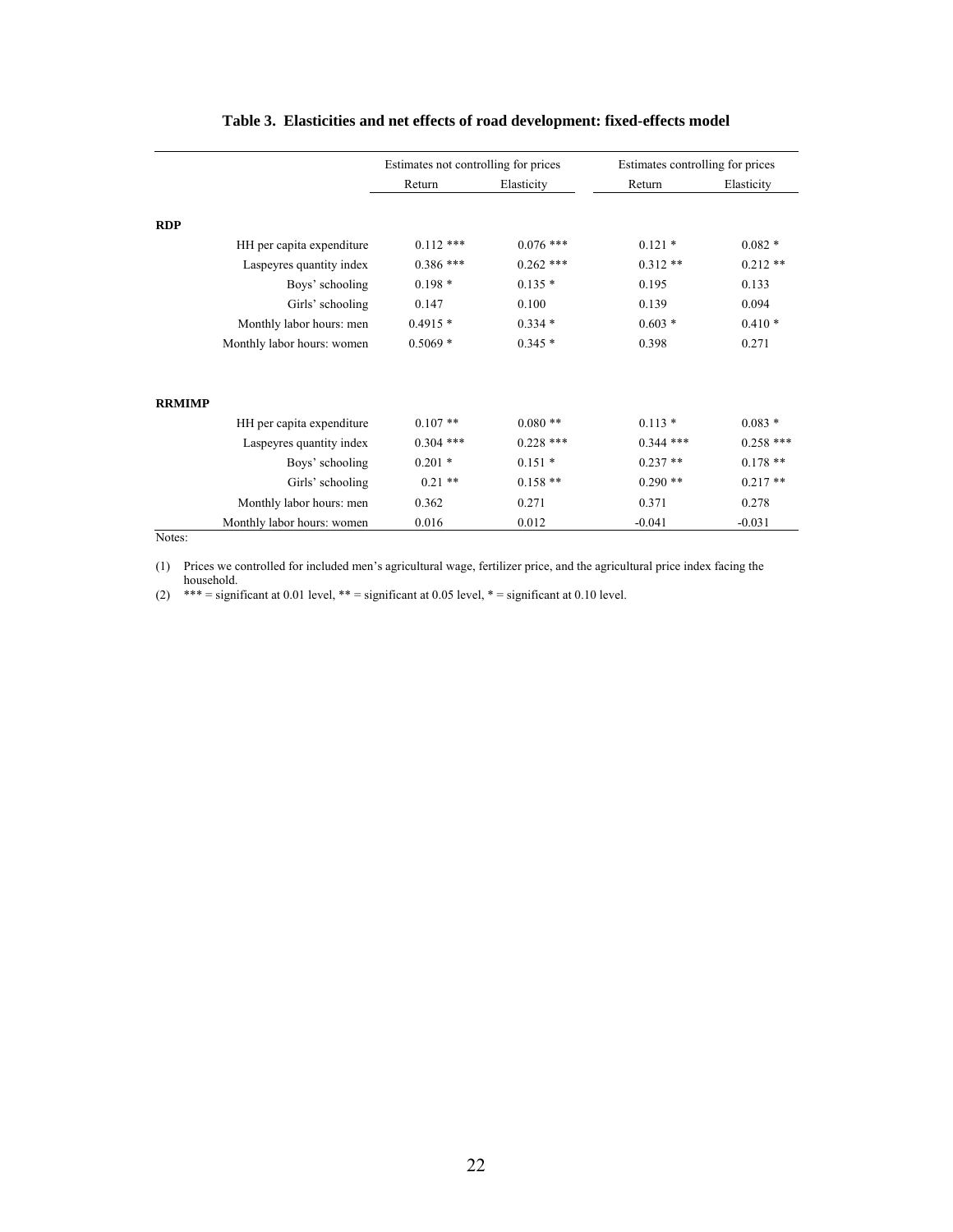**Table 3. Elasticities and net effects of road development: fixed-effects model**

| | Estimates not controlling for prices | | Estimates controlling for prices | |
|---|---|---|---|---|
| | Return | Elasticity | Return | Elasticity |
| **RDP** | | | | |
| HH per capita expenditure | 0.112 *** | 0.076 *** | 0.121 * | 0.082 * |
| Laspeyres quantity index | 0.386 *** | 0.262 *** | 0.312 ** | 0.212 ** |
| Boys' schooling | 0.198 * | 0.135 * | 0.195 | 0.133 |
| Girls' schooling | 0.147 | 0.100 | 0.139 | 0.094 |
| Monthly labor hours: men | 0.4915 * | 0.334 * | 0.603 * | 0.410 * |
| Monthly labor hours: women | 0.5069 * | 0.345 * | 0.398 | 0.271 |
| **RRMIMP** | | | | |
| HH per capita expenditure | 0.107 ** | 0.080 ** | 0.113 * | 0.083 * |
| Laspeyres quantity index | 0.304 *** | 0.228 *** | 0.344 *** | 0.258 *** |
| Boys' schooling | 0.201 * | 0.151 * | 0.237 ** | 0.178 ** |
| Girls' schooling | 0.21 ** | 0.158 ** | 0.290 ** | 0.217 ** |
| Monthly labor hours: men | 0.362 | 0.271 | 0.371 | 0.278 |
| Monthly labor hours: women | 0.016 | 0.012 | -0.041 | -0.031 |

Notes:

(1) Prices we controlled for included men's agricultural wage, fertilizer price, and the agricultural price index facing the household.

(2) *** = significant at 0.01 level, ** = significant at 0.05 level, * = significant at 0.10 level.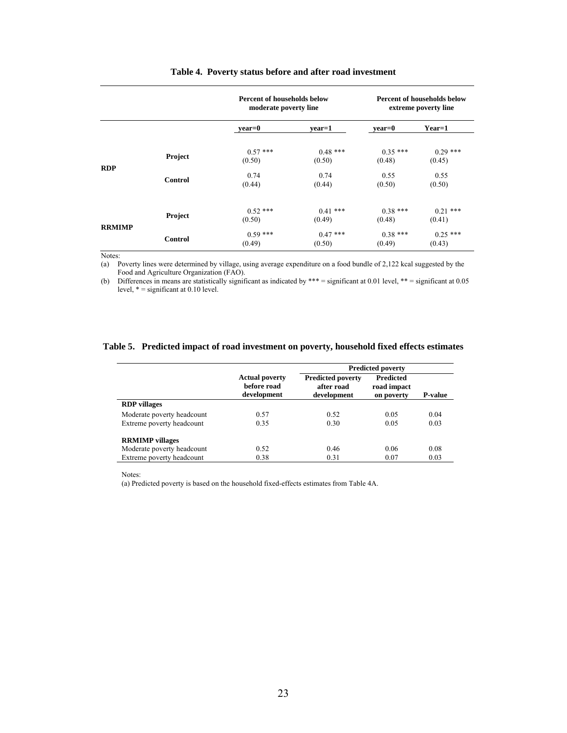**Table 4. Poverty status before and after road investment**

| | | Percent of households below moderate poverty line | | Percent of households below extreme poverty line | |
|---|---|---|---|---|---|
| | | year=0 | year=1 | year=0 | Year=1 |
| RDP | Project | 0.57 *** (0.50) | 0.48 *** (0.50) | 0.35 *** (0.48) | 0.29 *** (0.45) |
| | Control | 0.74 (0.44) | 0.74 (0.44) | 0.55 (0.50) | 0.55 (0.50) |
| RRMIMP | Project | 0.52 *** (0.50) | 0.41 *** (0.49) | 0.38 *** (0.48) | 0.21 *** (0.41) |
| | Control | 0.59 *** (0.49) | 0.47 *** (0.50) | 0.38 *** (0.49) | 0.25 *** (0.43) |

Notes:

(a) Poverty lines were determined by village, using average expenditure on a food bundle of 2,122 kcal suggested by the Food and Agriculture Organization (FAO).

(b) Differences in means are statistically significant as indicated by *** = significant at 0.01 level, ** = significant at 0.05 level, * = significant at 0.10 level.

**Table 5. Predicted impact of road investment on poverty, household fixed effects estimates**

| | | Predicted poverty | | |
|---|---|---|---|---|
| | Actual poverty before road development | Predicted poverty after road development | Predicted road impact on poverty | P-value |
| **RDP villages** | | | | |
| Moderate poverty headcount | 0.57 | 0.52 | 0.05 | 0.04 |
| Extreme poverty headcount | 0.35 | 0.30 | 0.05 | 0.03 |
| **RRMIMP villages** | | | | |
| Moderate poverty headcount | 0.52 | 0.46 | 0.06 | 0.08 |
| Extreme poverty headcount | 0.38 | 0.31 | 0.07 | 0.03 |

Notes:

(a) Predicted poverty is based on the household fixed-effects estimates from Table 4A.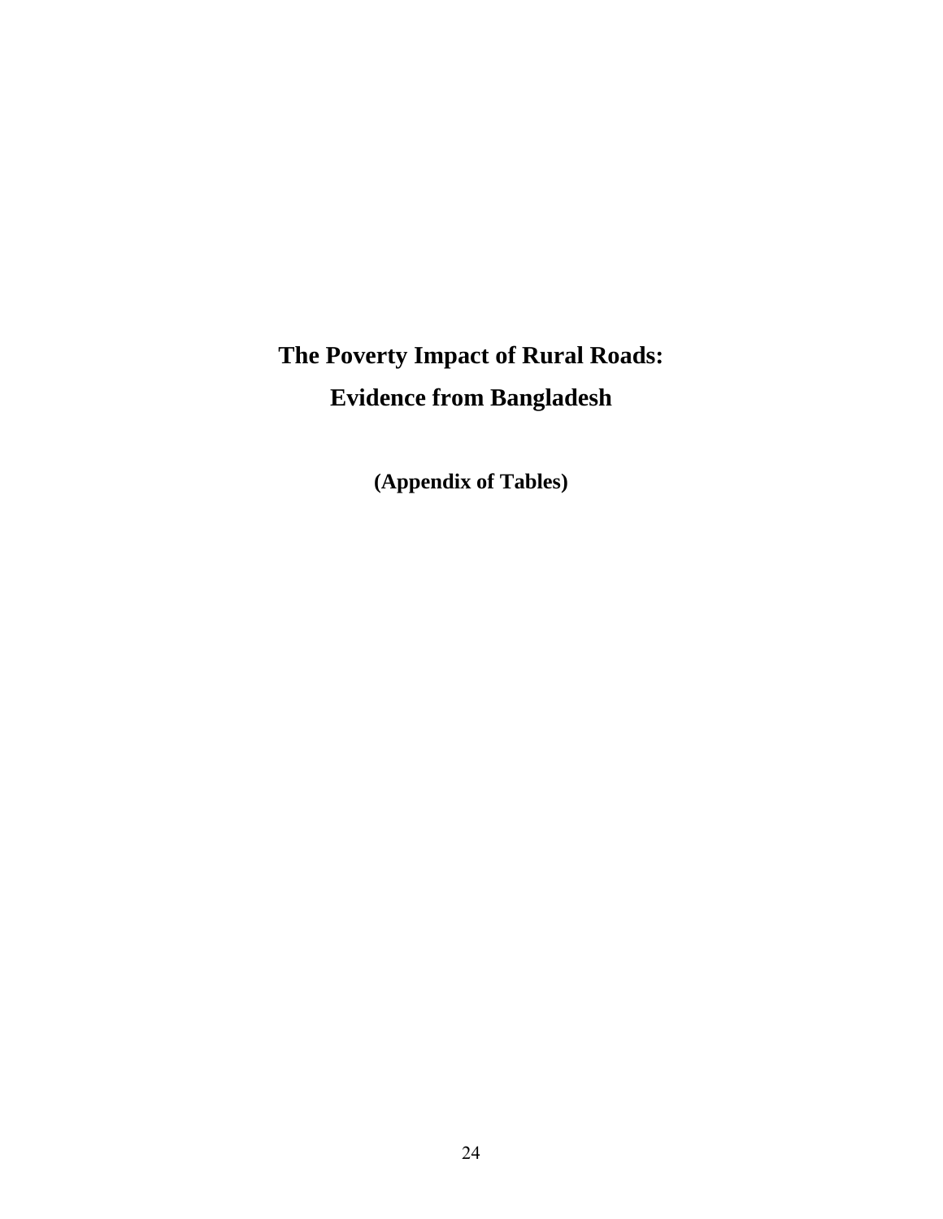# The Poverty Impact of Rural Roads: Evidence from Bangladesh

**(Appendix of Tables)**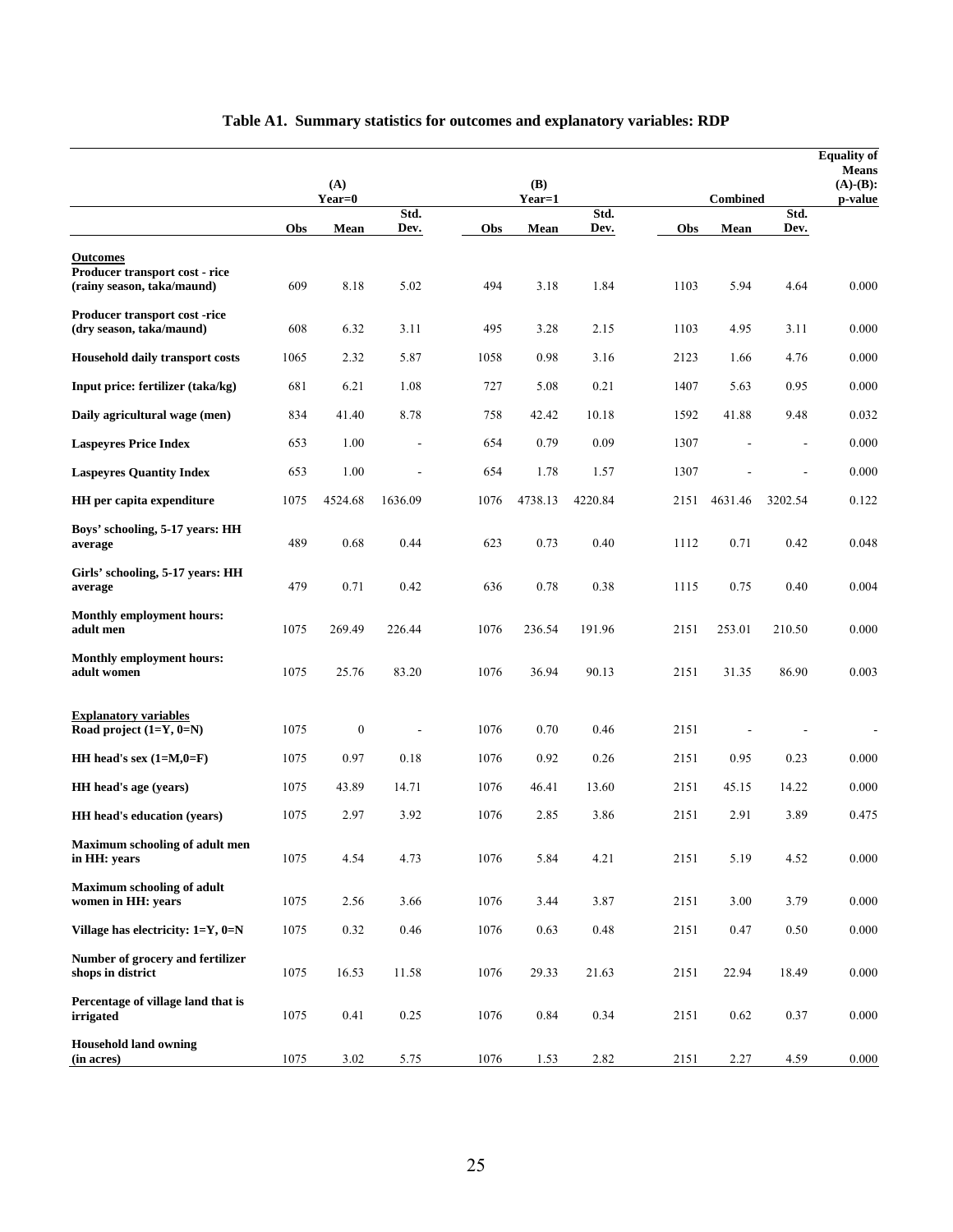# Table A1. Summary statistics for outcomes and explanatory variables: RDP

| | (A) Year=0 | | | (B) Year=1 | | | Combined | | | Equality of Means (A)-(B): p-value |
|---|---|---|---|---|---|---|---|---|---|---|
| | Obs | Mean | Std. Dev. | Obs | Mean | Std. Dev. | Obs | Mean | Std. Dev. | |
| **Outcomes** | | | | | | | | | | |
| **Producer transport cost - rice (rainy season, taka/maund)** | 609 | 8.18 | 5.02 | 494 | 3.18 | 1.84 | 1103 | 5.94 | 4.64 | 0.000 |
| **Producer transport cost -rice (dry season, taka/maund)** | 608 | 6.32 | 3.11 | 495 | 3.28 | 2.15 | 1103 | 4.95 | 3.11 | 0.000 |
| **Household daily transport costs** | 1065 | 2.32 | 5.87 | 1058 | 0.98 | 3.16 | 2123 | 1.66 | 4.76 | 0.000 |
| **Input price: fertilizer (taka/kg)** | 681 | 6.21 | 1.08 | 727 | 5.08 | 0.21 | 1407 | 5.63 | 0.95 | 0.000 |
| **Daily agricultural wage (men)** | 834 | 41.40 | 8.78 | 758 | 42.42 | 10.18 | 1592 | 41.88 | 9.48 | 0.032 |
| **Laspeyres Price Index** | 653 | 1.00 | - | 654 | 0.79 | 0.09 | 1307 | - | - | 0.000 |
| **Laspeyres Quantity Index** | 653 | 1.00 | - | 654 | 1.78 | 1.57 | 1307 | - | - | 0.000 |
| **HH per capita expenditure** | 1075 | 4524.68 | 1636.09 | 1076 | 4738.13 | 4220.84 | 2151 | 4631.46 | 3202.54 | 0.122 |
| **Boys' schooling, 5-17 years: HH average** | 489 | 0.68 | 0.44 | 623 | 0.73 | 0.40 | 1112 | 0.71 | 0.42 | 0.048 |
| **Girls' schooling, 5-17 years: HH average** | 479 | 0.71 | 0.42 | 636 | 0.78 | 0.38 | 1115 | 0.75 | 0.40 | 0.004 |
| **Monthly employment hours: adult men** | 1075 | 269.49 | 226.44 | 1076 | 236.54 | 191.96 | 2151 | 253.01 | 210.50 | 0.000 |
| **Monthly employment hours: adult women** | 1075 | 25.76 | 83.20 | 1076 | 36.94 | 90.13 | 2151 | 31.35 | 86.90 | 0.003 |
| **Explanatory variables** | | | | | | | | | | |
| **Road project (1=Y, 0=N)** | 1075 | 0 | - | 1076 | 0.70 | 0.46 | 2151 | - | - | - |
| **HH head's sex (1=M,0=F)** | 1075 | 0.97 | 0.18 | 1076 | 0.92 | 0.26 | 2151 | 0.95 | 0.23 | 0.000 |
| **HH head's age (years)** | 1075 | 43.89 | 14.71 | 1076 | 46.41 | 13.60 | 2151 | 45.15 | 14.22 | 0.000 |
| **HH head's education (years)** | 1075 | 2.97 | 3.92 | 1076 | 2.85 | 3.86 | 2151 | 2.91 | 3.89 | 0.475 |
| **Maximum schooling of adult men in HH: years** | 1075 | 4.54 | 4.73 | 1076 | 5.84 | 4.21 | 2151 | 5.19 | 4.52 | 0.000 |
| **Maximum schooling of adult women in HH: years** | 1075 | 2.56 | 3.66 | 1076 | 3.44 | 3.87 | 2151 | 3.00 | 3.79 | 0.000 |
| **Village has electricity: 1=Y, 0=N** | 1075 | 0.32 | 0.46 | 1076 | 0.63 | 0.48 | 2151 | 0.47 | 0.50 | 0.000 |
| **Number of grocery and fertilizer shops in district** | 1075 | 16.53 | 11.58 | 1076 | 29.33 | 21.63 | 2151 | 22.94 | 18.49 | 0.000 |
| **Percentage of village land that is irrigated** | 1075 | 0.41 | 0.25 | 1076 | 0.84 | 0.34 | 2151 | 0.62 | 0.37 | 0.000 |
| **Household land owning (in acres)** | 1075 | 3.02 | 5.75 | 1076 | 1.53 | 2.82 | 2151 | 2.27 | 4.59 | 0.000 |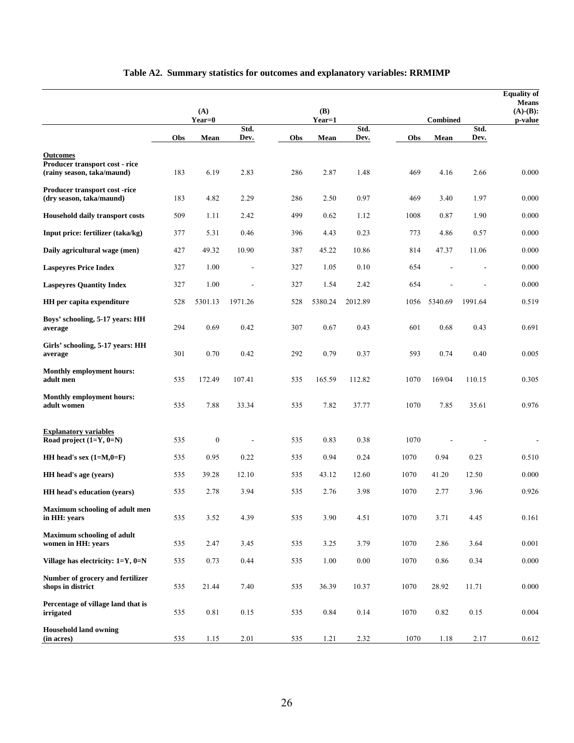# Table A2. Summary statistics for outcomes and explanatory variables: RRMIMP

| | (A) Year=0 | | | (B) Year=1 | | | Combined | | | Equality of Means (A)-(B): p-value |
|---|---|---|---|---|---|---|---|---|---|---|
| | Obs | Mean | Std. Dev. | Obs | Mean | Std. Dev. | Obs | Mean | Std. Dev. | |
| **Outcomes** | | | | | | | | | | |
| **Producer transport cost - rice (rainy season, taka/maund)** | 183 | 6.19 | 2.83 | 286 | 2.87 | 1.48 | 469 | 4.16 | 2.66 | 0.000 |
| **Producer transport cost -rice (dry season, taka/maund)** | 183 | 4.82 | 2.29 | 286 | 2.50 | 0.97 | 469 | 3.40 | 1.97 | 0.000 |
| **Household daily transport costs** | 509 | 1.11 | 2.42 | 499 | 0.62 | 1.12 | 1008 | 0.87 | 1.90 | 0.000 |
| **Input price: fertilizer (taka/kg)** | 377 | 5.31 | 0.46 | 396 | 4.43 | 0.23 | 773 | 4.86 | 0.57 | 0.000 |
| **Daily agricultural wage (men)** | 427 | 49.32 | 10.90 | 387 | 45.22 | 10.86 | 814 | 47.37 | 11.06 | 0.000 |
| **Laspeyres Price Index** | 327 | 1.00 | - | 327 | 1.05 | 0.10 | 654 | - | - | 0.000 |
| **Laspeyres Quantity Index** | 327 | 1.00 | - | 327 | 1.54 | 2.42 | 654 | - | - | 0.000 |
| **HH per capita expenditure** | 528 | 5301.13 | 1971.26 | 528 | 5380.24 | 2012.89 | 1056 | 5340.69 | 1991.64 | 0.519 |
| **Boys' schooling, 5-17 years: HH average** | 294 | 0.69 | 0.42 | 307 | 0.67 | 0.43 | 601 | 0.68 | 0.43 | 0.691 |
| **Girls' schooling, 5-17 years: HH average** | 301 | 0.70 | 0.42 | 292 | 0.79 | 0.37 | 593 | 0.74 | 0.40 | 0.005 |
| **Monthly employment hours: adult men** | 535 | 172.49 | 107.41 | 535 | 165.59 | 112.82 | 1070 | 169/04 | 110.15 | 0.305 |
| **Monthly employment hours: adult women** | 535 | 7.88 | 33.34 | 535 | 7.82 | 37.77 | 1070 | 7.85 | 35.61 | 0.976 |
| **Explanatory variables** | | | | | | | | | | |
| **Road project (1=Y, 0=N)** | 535 | 0 | - | 535 | 0.83 | 0.38 | 1070 | - | - | - |
| **HH head's sex (1=M,0=F)** | 535 | 0.95 | 0.22 | 535 | 0.94 | 0.24 | 1070 | 0.94 | 0.23 | 0.510 |
| **HH head's age (years)** | 535 | 39.28 | 12.10 | 535 | 43.12 | 12.60 | 1070 | 41.20 | 12.50 | 0.000 |
| **HH head's education (years)** | 535 | 2.78 | 3.94 | 535 | 2.76 | 3.98 | 1070 | 2.77 | 3.96 | 0.926 |
| **Maximum schooling of adult men in HH: years** | 535 | 3.52 | 4.39 | 535 | 3.90 | 4.51 | 1070 | 3.71 | 4.45 | 0.161 |
| **Maximum schooling of adult women in HH: years** | 535 | 2.47 | 3.45 | 535 | 3.25 | 3.79 | 1070 | 2.86 | 3.64 | 0.001 |
| **Village has electricity: 1=Y, 0=N** | 535 | 0.73 | 0.44 | 535 | 1.00 | 0.00 | 1070 | 0.86 | 0.34 | 0.000 |
| **Number of grocery and fertilizer shops in district** | 535 | 21.44 | 7.40 | 535 | 36.39 | 10.37 | 1070 | 28.92 | 11.71 | 0.000 |
| **Percentage of village land that is irrigated** | 535 | 0.81 | 0.15 | 535 | 0.84 | 0.14 | 1070 | 0.82 | 0.15 | 0.004 |
| **Household land owning (in acres)** | 535 | 1.15 | 2.01 | 535 | 1.21 | 2.32 | 1070 | 1.18 | 2.17 | 0.612 |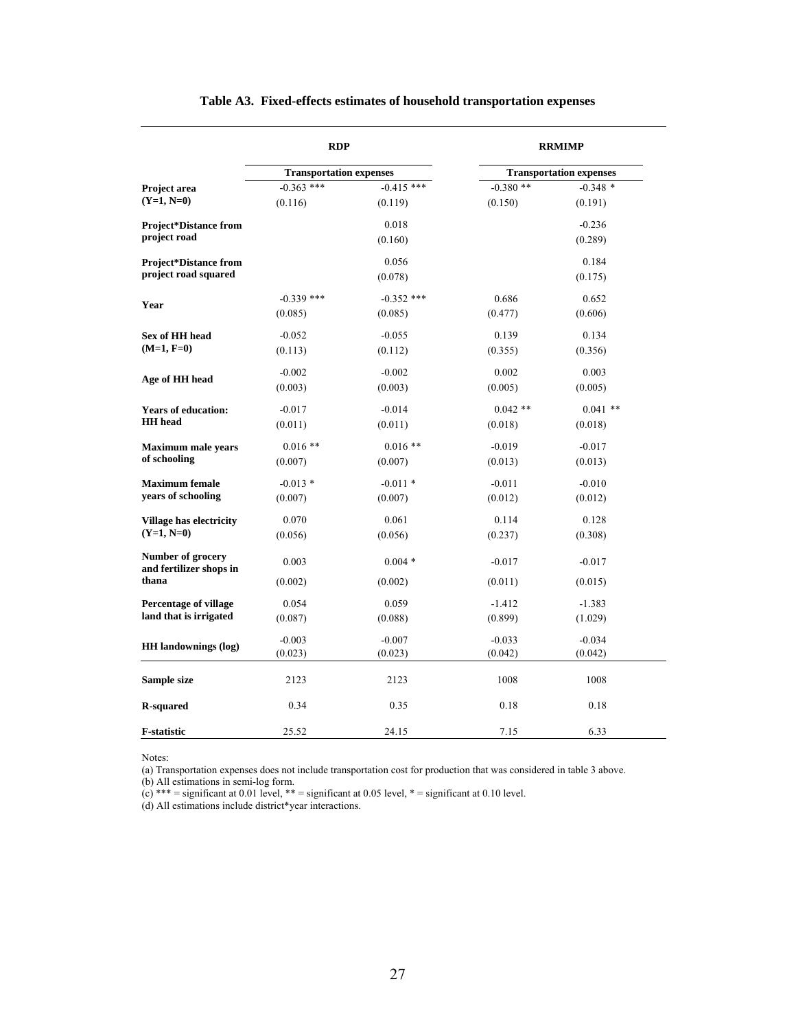### Table A3. Fixed-effects estimates of household transportation expenses

| | RDP | | RRMIMP | |
|---|---|---|---|---|
| | Transportation expenses | | Transportation expenses | |
| Project area (Y=1, N=0) | -0.363 *** (0.116) | -0.415 *** (0.119) | -0.380 ** (0.150) | -0.348 * (0.191) |
| Project*Distance from project road | | 0.018 (0.160) | | -0.236 (0.289) |
| Project*Distance from project road squared | | 0.056 (0.078) | | 0.184 (0.175) |
| Year | -0.339 *** (0.085) | -0.352 *** (0.085) | 0.686 (0.477) | 0.652 (0.606) |
| Sex of HH head (M=1, F=0) | -0.052 (0.113) | -0.055 (0.112) | 0.139 (0.355) | 0.134 (0.356) |
| Age of HH head | -0.002 (0.003) | -0.002 (0.003) | 0.002 (0.005) | 0.003 (0.005) |
| Years of education: HH head | -0.017 (0.011) | -0.014 (0.011) | 0.042 ** (0.018) | 0.041 ** (0.018) |
| Maximum male years of schooling | 0.016 ** (0.007) | 0.016 ** (0.007) | -0.019 (0.013) | -0.017 (0.013) |
| Maximum female years of schooling | -0.013 * (0.007) | -0.011 * (0.007) | -0.011 (0.012) | -0.010 (0.012) |
| Village has electricity (Y=1, N=0) | 0.070 (0.056) | 0.061 (0.056) | 0.114 (0.237) | 0.128 (0.308) |
| Number of grocery and fertilizer shops in thana | 0.003 (0.002) | 0.004 * (0.002) | -0.017 (0.011) | -0.017 (0.015) |
| Percentage of village land that is irrigated | 0.054 (0.087) | 0.059 (0.088) | -1.412 (0.899) | -1.383 (1.029) |
| HH landownings (log) | -0.003 (0.023) | -0.007 (0.023) | -0.033 (0.042) | -0.034 (0.042) |
| Sample size | 2123 | 2123 | 1008 | 1008 |
| R-squared | 0.34 | 0.35 | 0.18 | 0.18 |
| F-statistic | 25.52 | 24.15 | 7.15 | 6.33 |

Notes:

(a) Transportation expenses does not include transportation cost for production that was considered in table 3 above.

(b) All estimations in semi-log form.

(c) *** = significant at 0.01 level, ** = significant at 0.05 level, * = significant at 0.10 level.

(d) All estimations include district*year interactions.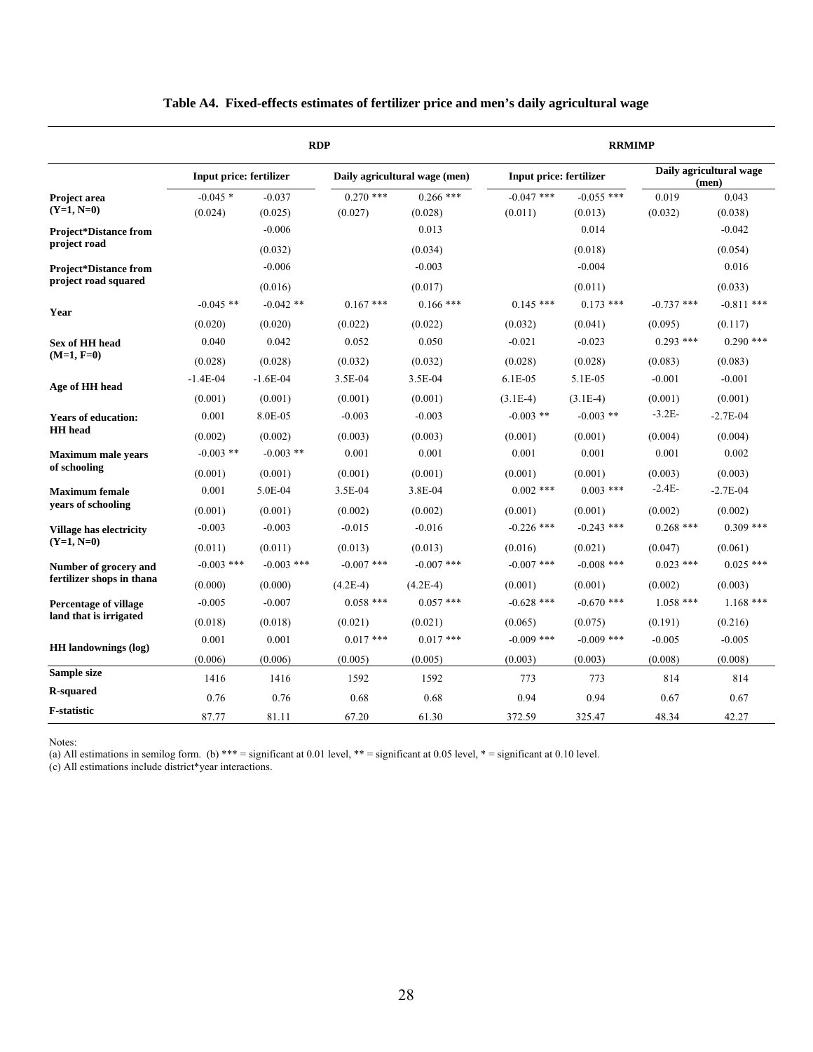### Table A4. Fixed-effects estimates of fertilizer price and men's daily agricultural wage

| | RDP | | | | RRMIMP | | | |
|---|---|---|---|---|---|---|---|---|
| | Input price: fertilizer | | Daily agricultural wage (men) | | Input price: fertilizer | | Daily agricultural wage (men) | |
| Project area (Y=1, N=0) | -0.045 * | -0.037 | 0.270 *** | 0.266 *** | -0.047 *** | -0.055 *** | 0.019 | 0.043 |
| | (0.024) | (0.025) | (0.027) | (0.028) | (0.011) | (0.013) | (0.032) | (0.038) |
| Project*Distance from project road | | -0.006 | | 0.013 | | 0.014 | | -0.042 |
| | | (0.032) | | (0.034) | | (0.018) | | (0.054) |
| Project*Distance from project road squared | | -0.006 | | -0.003 | | -0.004 | | 0.016 |
| | | (0.016) | | (0.017) | | (0.011) | | (0.033) |
| Year | -0.045 ** | -0.042 ** | 0.167 *** | 0.166 *** | 0.145 *** | 0.173 *** | -0.737 *** | -0.811 *** |
| | (0.020) | (0.020) | (0.022) | (0.022) | (0.032) | (0.041) | (0.095) | (0.117) |
| Sex of HH head (M=1, F=0) | 0.040 | 0.042 | 0.052 | 0.050 | -0.021 | -0.023 | 0.293 *** | 0.290 *** |
| | (0.028) | (0.028) | (0.032) | (0.032) | (0.028) | (0.028) | (0.083) | (0.083) |
| Age of HH head | -1.4E-04 | -1.6E-04 | 3.5E-04 | 3.5E-04 | 6.1E-05 | 5.1E-05 | -0.001 | -0.001 |
| | (0.001) | (0.001) | (0.001) | (0.001) | (3.1E-4) | (3.1E-4) | (0.001) | (0.001) |
| Years of education: HH head | 0.001 | 8.0E-05 | -0.003 | -0.003 | -0.003 ** | -0.003 ** | -3.2E- | -2.7E-04 |
| | (0.002) | (0.002) | (0.003) | (0.003) | (0.001) | (0.001) | (0.004) | (0.004) |
| Maximum male years of schooling | -0.003 ** | -0.003 ** | 0.001 | 0.001 | 0.001 | 0.001 | 0.001 | 0.002 |
| | (0.001) | (0.001) | (0.001) | (0.001) | (0.001) | (0.001) | (0.003) | (0.003) |
| Maximum female years of schooling | 0.001 | 5.0E-04 | 3.5E-04 | 3.8E-04 | 0.002 *** | 0.003 *** | -2.4E- | -2.7E-04 |
| | (0.001) | (0.001) | (0.002) | (0.002) | (0.001) | (0.001) | (0.002) | (0.002) |
| Village has electricity (Y=1, N=0) | -0.003 | -0.003 | -0.015 | -0.016 | -0.226 *** | -0.243 *** | 0.268 *** | 0.309 *** |
| | (0.011) | (0.011) | (0.013) | (0.013) | (0.016) | (0.021) | (0.047) | (0.061) |
| Number of grocery and fertilizer shops in thana | -0.003 *** | -0.003 *** | -0.007 *** | -0.007 *** | -0.007 *** | -0.008 *** | 0.023 *** | 0.025 *** |
| | (0.000) | (0.000) | (4.2E-4) | (4.2E-4) | (0.001) | (0.001) | (0.002) | (0.003) |
| Percentage of village land that is irrigated | -0.005 | -0.007 | 0.058 *** | 0.057 *** | -0.628 *** | -0.670 *** | 1.058 *** | 1.168 *** |
| | (0.018) | (0.018) | (0.021) | (0.021) | (0.065) | (0.075) | (0.191) | (0.216) |
| HH landownings (log) | 0.001 | 0.001 | 0.017 *** | 0.017 *** | -0.009 *** | -0.009 *** | -0.005 | -0.005 |
| | (0.006) | (0.006) | (0.005) | (0.005) | (0.003) | (0.003) | (0.008) | (0.008) |
| Sample size | 1416 | 1416 | 1592 | 1592 | 773 | 773 | 814 | 814 |
| R-squared | 0.76 | 0.76 | 0.68 | 0.68 | 0.94 | 0.94 | 0.67 | 0.67 |
| F-statistic | 87.77 | 81.11 | 67.20 | 61.30 | 372.59 | 325.47 | 48.34 | 42.27 |

Notes:
(a) All estimations in semilog form. (b) *** = significant at 0.01 level, ** = significant at 0.05 level, * = significant at 0.10 level.
(c) All estimations include district*year interactions.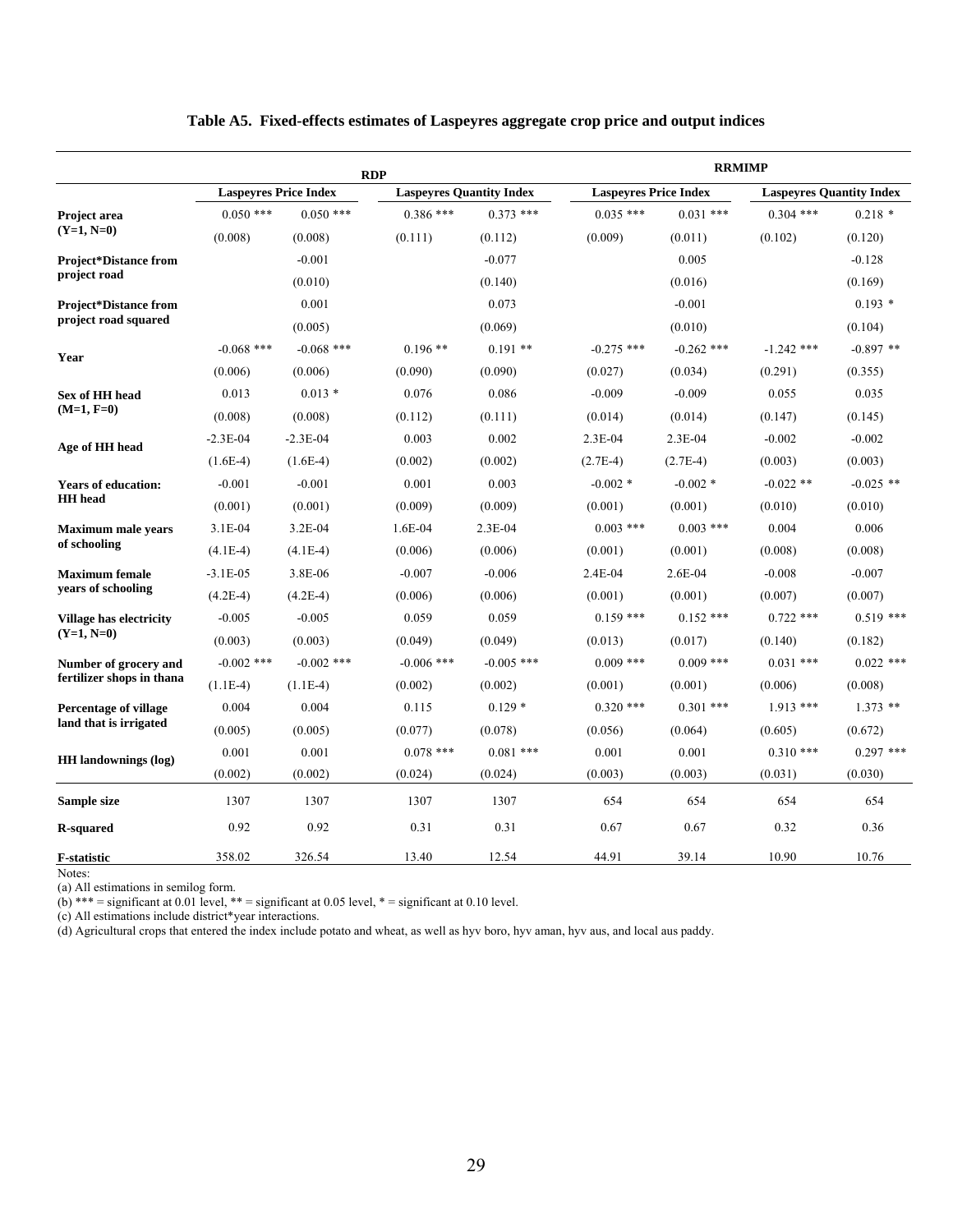**Table A5. Fixed-effects estimates of Laspeyres aggregate crop price and output indices**

| | RDP | | | | RRMIMP | | | |
|---|---|---|---|---|---|---|---|---|
| | Laspeyres Price Index | | Laspeyres Quantity Index | | Laspeyres Price Index | | Laspeyres Quantity Index | |
| **Project area (Y=1, N=0)** | 0.050 *** | 0.050 *** | 0.386 *** | 0.373 *** | 0.035 *** | 0.031 *** | 0.304 *** | 0.218 * |
| | (0.008) | (0.008) | (0.111) | (0.112) | (0.009) | (0.011) | (0.102) | (0.120) |
| **Project*Distance from project road** | | -0.001 | | -0.077 | | 0.005 | | -0.128 |
| | | (0.010) | | (0.140) | | (0.016) | | (0.169) |
| **Project*Distance from project road squared** | | 0.001 | | 0.073 | | -0.001 | | 0.193 * |
| | | (0.005) | | (0.069) | | (0.010) | | (0.104) |
| **Year** | -0.068 *** | -0.068 *** | 0.196 ** | 0.191 ** | -0.275 *** | -0.262 *** | -1.242 *** | -0.897 ** |
| | (0.006) | (0.006) | (0.090) | (0.090) | (0.027) | (0.034) | (0.291) | (0.355) |
| **Sex of HH head (M=1, F=0)** | 0.013 | 0.013 * | 0.076 | 0.086 | -0.009 | -0.009 | 0.055 | 0.035 |
| | (0.008) | (0.008) | (0.112) | (0.111) | (0.014) | (0.014) | (0.147) | (0.145) |
| **Age of HH head** | -2.3E-04 | -2.3E-04 | 0.003 | 0.002 | 2.3E-04 | 2.3E-04 | -0.002 | -0.002 |
| | (1.6E-4) | (1.6E-4) | (0.002) | (0.002) | (2.7E-4) | (2.7E-4) | (0.003) | (0.003) |
| **Years of education: HH head** | -0.001 | -0.001 | 0.001 | 0.003 | -0.002 * | -0.002 * | -0.022 ** | -0.025 ** |
| | (0.001) | (0.001) | (0.009) | (0.009) | (0.001) | (0.001) | (0.010) | (0.010) |
| **Maximum male years of schooling** | 3.1E-04 | 3.2E-04 | 1.6E-04 | 2.3E-04 | 0.003 *** | 0.003 *** | 0.004 | 0.006 |
| | (4.1E-4) | (4.1E-4) | (0.006) | (0.006) | (0.001) | (0.001) | (0.008) | (0.008) |
| **Maximum female years of schooling** | -3.1E-05 | 3.8E-06 | -0.007 | -0.006 | 2.4E-04 | 2.6E-04 | -0.008 | -0.007 |
| | (4.2E-4) | (4.2E-4) | (0.006) | (0.006) | (0.001) | (0.001) | (0.007) | (0.007) |
| **Village has electricity (Y=1, N=0)** | -0.005 | -0.005 | 0.059 | 0.059 | 0.159 *** | 0.152 *** | 0.722 *** | 0.519 *** |
| | (0.003) | (0.003) | (0.049) | (0.049) | (0.013) | (0.017) | (0.140) | (0.182) |
| **Number of grocery and fertilizer shops in thana** | -0.002 *** | -0.002 *** | -0.006 *** | -0.005 *** | 0.009 *** | 0.009 *** | 0.031 *** | 0.022 *** |
| | (1.1E-4) | (1.1E-4) | (0.002) | (0.002) | (0.001) | (0.001) | (0.006) | (0.008) |
| **Percentage of village land that is irrigated** | 0.004 | 0.004 | 0.115 | 0.129 * | 0.320 *** | 0.301 *** | 1.913 *** | 1.373 ** |
| | (0.005) | (0.005) | (0.077) | (0.078) | (0.056) | (0.064) | (0.605) | (0.672) |
| **HH landownings (log)** | 0.001 | 0.001 | 0.078 *** | 0.081 *** | 0.001 | 0.001 | 0.310 *** | 0.297 *** |
| | (0.002) | (0.002) | (0.024) | (0.024) | (0.003) | (0.003) | (0.031) | (0.030) |
| **Sample size** | 1307 | 1307 | 1307 | 1307 | 654 | 654 | 654 | 654 |
| **R-squared** | 0.92 | 0.92 | 0.31 | 0.31 | 0.67 | 0.67 | 0.32 | 0.36 |
| **F-statistic** | 358.02 | 326.54 | 13.40 | 12.54 | 44.91 | 39.14 | 10.90 | 10.76 |

Notes:
(a) All estimations in semilog form.
(b) *** = significant at 0.01 level, ** = significant at 0.05 level, * = significant at 0.10 level.
(c) All estimations include district*year interactions.
(d) Agricultural crops that entered the index include potato and wheat, as well as hyv boro, hyv aman, hyv aus, and local aus paddy.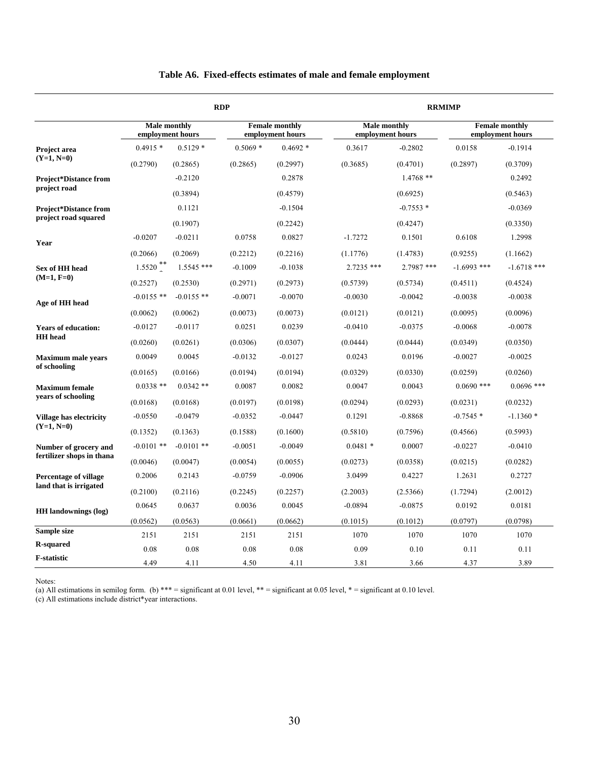## Table A6. Fixed-effects estimates of male and female employment

| | RDP | | | | RRMIMP | | | |
|---|---|---|---|---|---|---|---|---|
| | Male monthly employment hours | | Female monthly employment hours | | Male monthly employment hours | | Female monthly employment hours | |
| Project area (Y=1, N=0) | 0.4915 * | 0.5129 * | 0.5069 * | 0.4692 * | 0.3617 | -0.2802 | 0.0158 | -0.1914 |
| | (0.2790) | (0.2865) | (0.2865) | (0.2997) | (0.3685) | (0.4701) | (0.2897) | (0.3709) |
| Project*Distance from project road | | -0.2120 | | 0.2878 | | 1.4768 ** | | 0.2492 |
| | | (0.3894) | | (0.4579) | | (0.6925) | | (0.5463) |
| Project*Distance from project road squared | | 0.1121 | | -0.1504 | | -0.7553 * | | -0.0369 |
| | | (0.1907) | | (0.2242) | | (0.4247) | | (0.3350) |
| Year | -0.0207 | -0.0211 | 0.0758 | 0.0827 | -1.7272 | 0.1501 | 0.6108 | 1.2998 |
| | (0.2066) | (0.2069) | (0.2212) | (0.2216) | (1.1776) | (1.4783) | (0.9255) | (1.1662) |
| Sex of HH head (M=1, F=0) | 1.5520 *** | 1.5545 *** | -0.1009 | -0.1038 | 2.7235 *** | 2.7987 *** | -1.6993 *** | -1.6718 *** |
| | (0.2527) | (0.2530) | (0.2971) | (0.2973) | (0.5739) | (0.5734) | (0.4511) | (0.4524) |
| Age of HH head | -0.0155 ** | -0.0155 ** | -0.0071 | -0.0070 | -0.0030 | -0.0042 | -0.0038 | -0.0038 |
| | (0.0062) | (0.0062) | (0.0073) | (0.0073) | (0.0121) | (0.0121) | (0.0095) | (0.0096) |
| Years of education: HH head | -0.0127 | -0.0117 | 0.0251 | 0.0239 | -0.0410 | -0.0375 | -0.0068 | -0.0078 |
| | (0.0260) | (0.0261) | (0.0306) | (0.0307) | (0.0444) | (0.0444) | (0.0349) | (0.0350) |
| Maximum male years of schooling | 0.0049 | 0.0045 | -0.0132 | -0.0127 | 0.0243 | 0.0196 | -0.0027 | -0.0025 |
| | (0.0165) | (0.0166) | (0.0194) | (0.0194) | (0.0329) | (0.0330) | (0.0259) | (0.0260) |
| Maximum female years of schooling | 0.0338 ** | 0.0342 ** | 0.0087 | 0.0082 | 0.0047 | 0.0043 | 0.0690 *** | 0.0696 *** |
| | (0.0168) | (0.0168) | (0.0197) | (0.0198) | (0.0294) | (0.0293) | (0.0231) | (0.0232) |
| Village has electricity (Y=1, N=0) | -0.0550 | -0.0479 | -0.0352 | -0.0447 | 0.1291 | -0.8868 | -0.7545 * | -1.1360 * |
| | (0.1352) | (0.1363) | (0.1588) | (0.1600) | (0.5810) | (0.7596) | (0.4566) | (0.5993) |
| Number of grocery and fertilizer shops in thana | -0.0101 ** | -0.0101 ** | -0.0051 | -0.0049 | 0.0481 * | 0.0007 | -0.0227 | -0.0410 |
| | (0.0046) | (0.0047) | (0.0054) | (0.0055) | (0.0273) | (0.0358) | (0.0215) | (0.0282) |
| Percentage of village land that is irrigated | 0.2006 | 0.2143 | -0.0759 | -0.0906 | 3.0499 | 0.4227 | 1.2631 | 0.2727 |
| | (0.2100) | (0.2116) | (0.2245) | (0.2257) | (2.2003) | (2.5366) | (1.7294) | (2.0012) |
| HH landownings (log) | 0.0645 | 0.0637 | 0.0036 | 0.0045 | -0.0894 | -0.0875 | 0.0192 | 0.0181 |
| | (0.0562) | (0.0563) | (0.0661) | (0.0662) | (0.1015) | (0.1012) | (0.0797) | (0.0798) |
| Sample size | 2151 | 2151 | 2151 | 2151 | 1070 | 1070 | 1070 | 1070 |
| R-squared | 0.08 | 0.08 | 0.08 | 0.08 | 0.09 | 0.10 | 0.11 | 0.11 |
| F-statistic | 4.49 | 4.11 | 4.50 | 4.11 | 3.81 | 3.66 | 4.37 | 3.89 |

Notes:
(a) All estimations in semilog form. (b) *** = significant at 0.01 level, ** = significant at 0.05 level, * = significant at 0.10 level.
(c) All estimations include district*year interactions.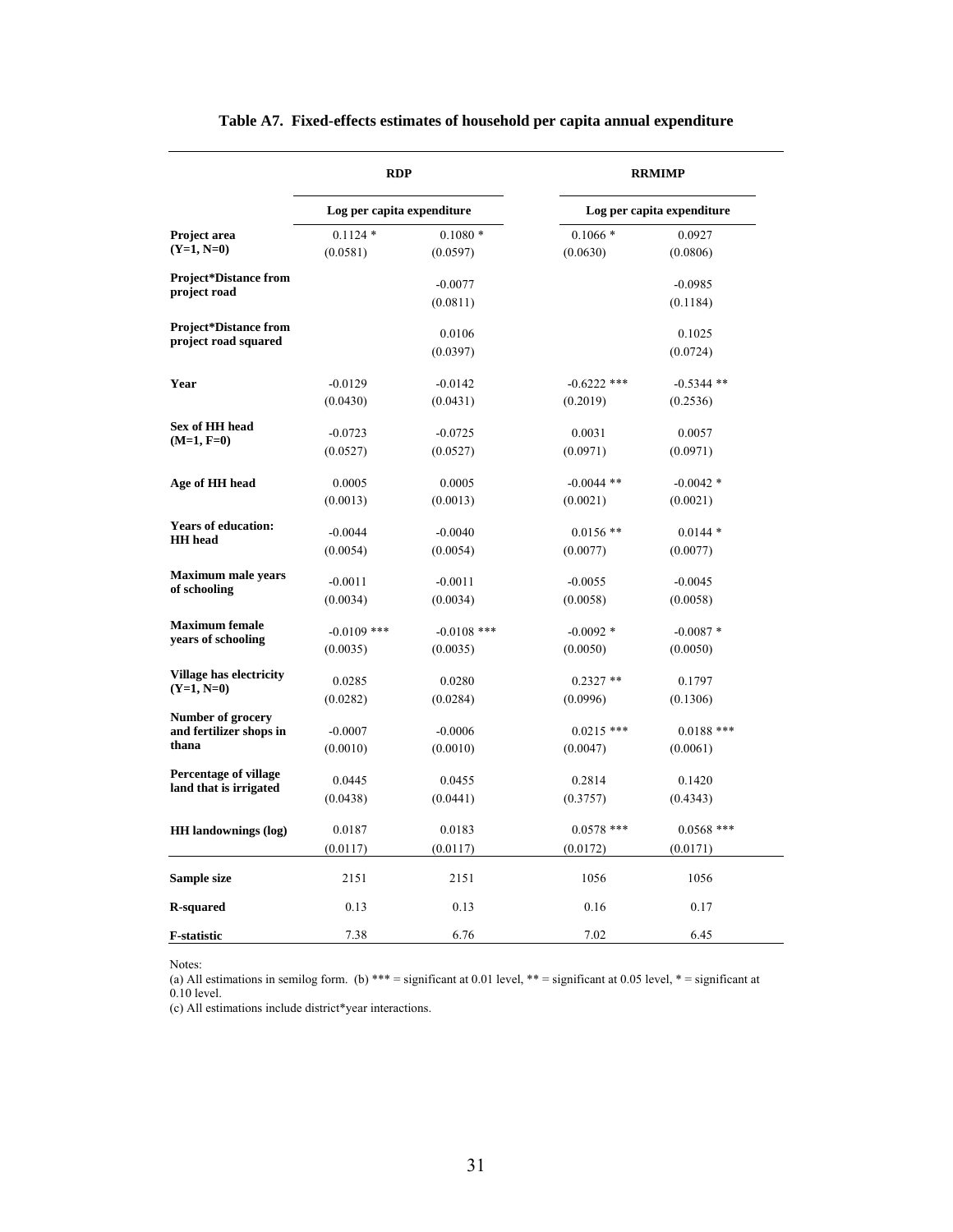**Table A7. Fixed-effects estimates of household per capita annual expenditure**

| | RDP | | RRMIMP | |
|---|---|---|---|---|
| | Log per capita expenditure | | Log per capita expenditure | |
| **Project area (Y=1, N=0)** | 0.1124 * | 0.1080 * | 0.1066 * | 0.0927 |
| | (0.0581) | (0.0597) | (0.0630) | (0.0806) |
| **Project*Distance from project road** | | -0.0077 | | -0.0985 |
| | | (0.0811) | | (0.1184) |
| **Project*Distance from project road squared** | | 0.0106 | | 0.1025 |
| | | (0.0397) | | (0.0724) |
| **Year** | -0.0129 | -0.0142 | -0.6222 *** | -0.5344 ** |
| | (0.0430) | (0.0431) | (0.2019) | (0.2536) |
| **Sex of HH head (M=1, F=0)** | -0.0723 | -0.0725 | 0.0031 | 0.0057 |
| | (0.0527) | (0.0527) | (0.0971) | (0.0971) |
| **Age of HH head** | 0.0005 | 0.0005 | -0.0044 ** | -0.0042 * |
| | (0.0013) | (0.0013) | (0.0021) | (0.0021) |
| **Years of education: HH head** | -0.0044 | -0.0040 | 0.0156 ** | 0.0144 * |
| | (0.0054) | (0.0054) | (0.0077) | (0.0077) |
| **Maximum male years of schooling** | -0.0011 | -0.0011 | -0.0055 | -0.0045 |
| | (0.0034) | (0.0034) | (0.0058) | (0.0058) |
| **Maximum female years of schooling** | -0.0109 *** | -0.0108 *** | -0.0092 * | -0.0087 * |
| | (0.0035) | (0.0035) | (0.0050) | (0.0050) |
| **Village has electricity (Y=1, N=0)** | 0.0285 | 0.0280 | 0.2327 ** | 0.1797 |
| | (0.0282) | (0.0284) | (0.0996) | (0.1306) |
| **Number of grocery and fertilizer shops in thana** | -0.0007 | -0.0006 | 0.0215 *** | 0.0188 *** |
| | (0.0010) | (0.0010) | (0.0047) | (0.0061) |
| **Percentage of village land that is irrigated** | 0.0445 | 0.0455 | 0.2814 | 0.1420 |
| | (0.0438) | (0.0441) | (0.3757) | (0.4343) |
| **HH landownings (log)** | 0.0187 | 0.0183 | 0.0578 *** | 0.0568 *** |
| | (0.0117) | (0.0117) | (0.0172) | (0.0171) |
| **Sample size** | 2151 | 2151 | 1056 | 1056 |
| **R-squared** | 0.13 | 0.13 | 0.16 | 0.17 |
| **F-statistic** | 7.38 | 6.76 | 7.02 | 6.45 |

Notes:
(a) All estimations in semilog form. (b) *** = significant at 0.01 level, ** = significant at 0.05 level, * = significant at 0.10 level.
(c) All estimations include district*year interactions.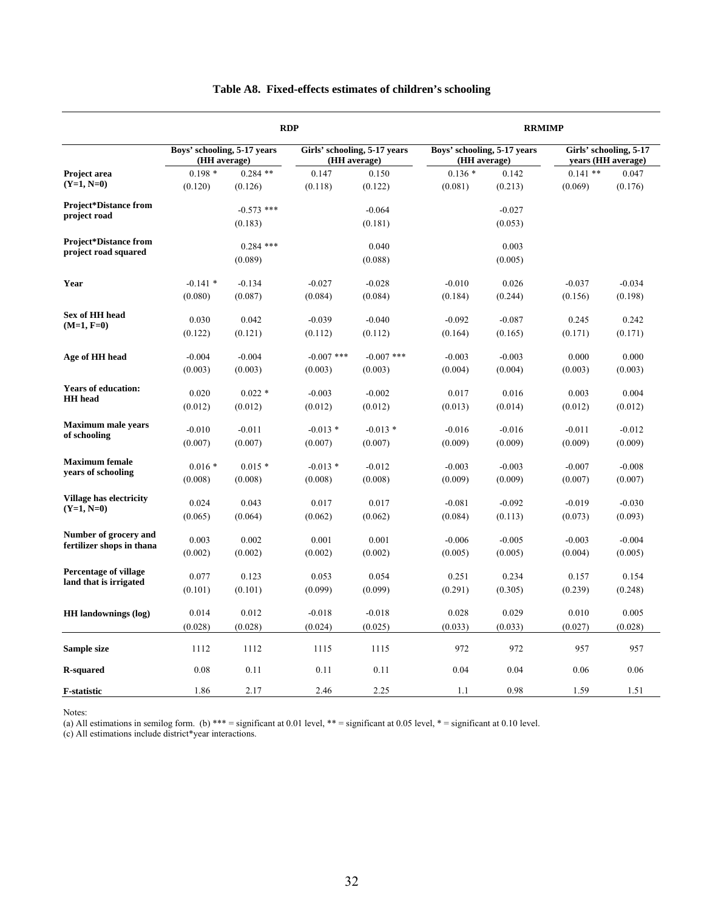# Table A8. Fixed-effects estimates of children's schooling

| | RDP | | | | RRMIMP | | | |
|---|---|---|---|---|---|---|---|---|
| | Boys' schooling, 5-17 years (HH average) | | Girls' schooling, 5-17 years (HH average) | | Boys' schooling, 5-17 years (HH average) | | Girls' schooling, 5-17 years (HH average) | |
| **Project area (Y=1, N=0)** | 0.198 * | 0.284 ** | 0.147 | 0.150 | 0.136 * | 0.142 | 0.141 ** | 0.047 |
| | (0.120) | (0.126) | (0.118) | (0.122) | (0.081) | (0.213) | (0.069) | (0.176) |
| **Project*Distance from project road** | | -0.573 *** | | -0.064 | | -0.027 | | |
| | | (0.183) | | (0.181) | | (0.053) | | |
| **Project*Distance from project road squared** | | 0.284 *** | | 0.040 | | 0.003 | | |
| | | (0.089) | | (0.088) | | (0.005) | | |
| **Year** | -0.141 * | -0.134 | -0.027 | -0.028 | -0.010 | 0.026 | -0.037 | -0.034 |
| | (0.080) | (0.087) | (0.084) | (0.084) | (0.184) | (0.244) | (0.156) | (0.198) |
| **Sex of HH head (M=1, F=0)** | 0.030 | 0.042 | -0.039 | -0.040 | -0.092 | -0.087 | 0.245 | 0.242 |
| | (0.122) | (0.121) | (0.112) | (0.112) | (0.164) | (0.165) | (0.171) | (0.171) |
| **Age of HH head** | -0.004 | -0.004 | -0.007 *** | -0.007 *** | -0.003 | -0.003 | 0.000 | 0.000 |
| | (0.003) | (0.003) | (0.003) | (0.003) | (0.004) | (0.004) | (0.003) | (0.003) |
| **Years of education: HH head** | 0.020 | 0.022 * | -0.003 | -0.002 | 0.017 | 0.016 | 0.003 | 0.004 |
| | (0.012) | (0.012) | (0.012) | (0.012) | (0.013) | (0.014) | (0.012) | (0.012) |
| **Maximum male years of schooling** | -0.010 | -0.011 | -0.013 * | -0.013 * | -0.016 | -0.016 | -0.011 | -0.012 |
| | (0.007) | (0.007) | (0.007) | (0.007) | (0.009) | (0.009) | (0.009) | (0.009) |
| **Maximum female years of schooling** | 0.016 * | 0.015 * | -0.013 * | -0.012 | -0.003 | -0.003 | -0.007 | -0.008 |
| | (0.008) | (0.008) | (0.008) | (0.008) | (0.009) | (0.009) | (0.007) | (0.007) |
| **Village has electricity (Y=1, N=0)** | 0.024 | 0.043 | 0.017 | 0.017 | -0.081 | -0.092 | -0.019 | -0.030 |
| | (0.065) | (0.064) | (0.062) | (0.062) | (0.084) | (0.113) | (0.073) | (0.093) |
| **Number of grocery and fertilizer shops in thana** | 0.003 | 0.002 | 0.001 | 0.001 | -0.006 | -0.005 | -0.003 | -0.004 |
| | (0.002) | (0.002) | (0.002) | (0.002) | (0.005) | (0.005) | (0.004) | (0.005) |
| **Percentage of village land that is irrigated** | 0.077 | 0.123 | 0.053 | 0.054 | 0.251 | 0.234 | 0.157 | 0.154 |
| | (0.101) | (0.101) | (0.099) | (0.099) | (0.291) | (0.305) | (0.239) | (0.248) |
| **HH landownings (log)** | 0.014 | 0.012 | -0.018 | -0.018 | 0.028 | 0.029 | 0.010 | 0.005 |
| | (0.028) | (0.028) | (0.024) | (0.025) | (0.033) | (0.033) | (0.027) | (0.028) |
| **Sample size** | 1112 | 1112 | 1115 | 1115 | 972 | 972 | 957 | 957 |
| **R-squared** | 0.08 | 0.11 | 0.11 | 0.11 | 0.04 | 0.04 | 0.06 | 0.06 |
| **F-statistic** | 1.86 | 2.17 | 2.46 | 2.25 | 1.1 | 0.98 | 1.59 | 1.51 |

Notes:
(a) All estimations in semilog form. (b) *** = significant at 0.01 level, ** = significant at 0.05 level, * = significant at 0.10 level.
(c) All estimations include district*year interactions.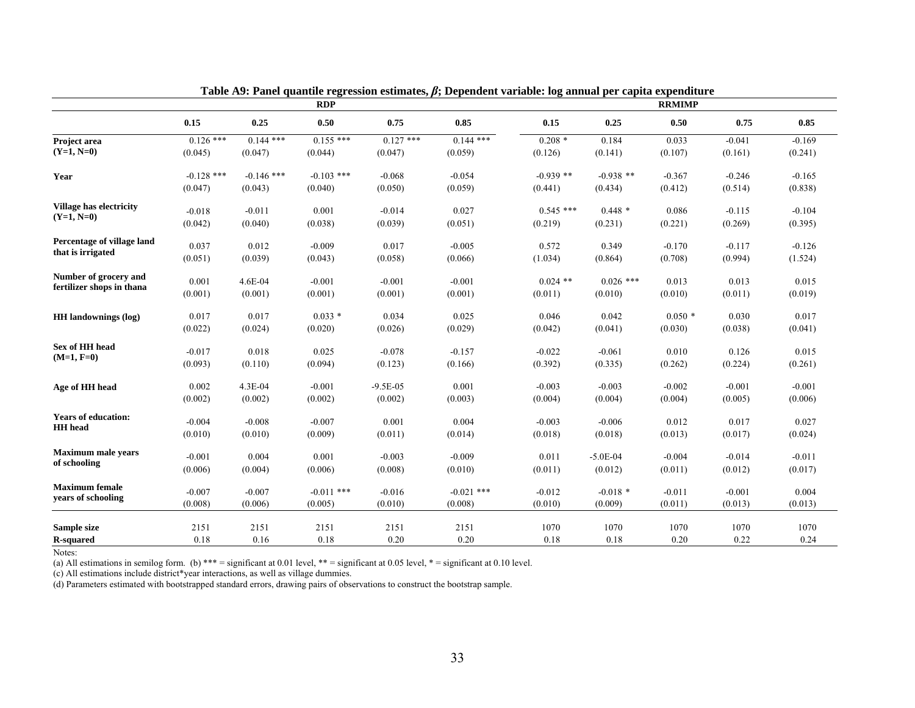**Table A9: Panel quantile regression estimates, $\beta$; Dependent variable: log annual per capita expenditure**

| | RDP | | | | | RRMIMP | | | | |
|---|---|---|---|---|---|---|---|---|---|---|
| | 0.15 | 0.25 | 0.50 | 0.75 | 0.85 | 0.15 | 0.25 | 0.50 | 0.75 | 0.85 |
| **Project area (Y=1, N=0)** | 0.126 *** | 0.144 *** | 0.155 *** | 0.127 *** | 0.144 *** | 0.208 * | 0.184 | 0.033 | -0.041 | -0.169 |
| | (0.045) | (0.047) | (0.044) | (0.047) | (0.059) | (0.126) | (0.141) | (0.107) | (0.161) | (0.241) |
| **Year** | -0.128 *** | -0.146 *** | -0.103 *** | -0.068 | -0.054 | -0.939 ** | -0.938 ** | -0.367 | -0.246 | -0.165 |
| | (0.047) | (0.043) | (0.040) | (0.050) | (0.059) | (0.441) | (0.434) | (0.412) | (0.514) | (0.838) |
| **Village has electricity (Y=1, N=0)** | -0.018 | -0.011 | 0.001 | -0.014 | 0.027 | 0.545 *** | 0.448 * | 0.086 | -0.115 | -0.104 |
| | (0.042) | (0.040) | (0.038) | (0.039) | (0.051) | (0.219) | (0.231) | (0.221) | (0.269) | (0.395) |
| **Percentage of village land that is irrigated** | 0.037 | 0.012 | -0.009 | 0.017 | -0.005 | 0.572 | 0.349 | -0.170 | -0.117 | -0.126 |
| | (0.051) | (0.039) | (0.043) | (0.058) | (0.066) | (1.034) | (0.864) | (0.708) | (0.994) | (1.524) |
| **Number of grocery and fertilizer shops in thana** | 0.001 | 4.6E-04 | -0.001 | -0.001 | -0.001 | 0.024 ** | 0.026 *** | 0.013 | 0.013 | 0.015 |
| | (0.001) | (0.001) | (0.001) | (0.001) | (0.001) | (0.011) | (0.010) | (0.010) | (0.011) | (0.019) |
| **HH landownings (log)** | 0.017 | 0.017 | 0.033 * | 0.034 | 0.025 | 0.046 | 0.042 | 0.050 * | 0.030 | 0.017 |
| | (0.022) | (0.024) | (0.020) | (0.026) | (0.029) | (0.042) | (0.041) | (0.030) | (0.038) | (0.041) |
| **Sex of HH head (M=1, F=0)** | -0.017 | 0.018 | 0.025 | -0.078 | -0.157 | -0.022 | -0.061 | 0.010 | 0.126 | 0.015 |
| | (0.093) | (0.110) | (0.094) | (0.123) | (0.166) | (0.392) | (0.335) | (0.262) | (0.224) | (0.261) |
| **Age of HH head** | 0.002 | 4.3E-04 | -0.001 | -9.5E-05 | 0.001 | -0.003 | -0.003 | -0.002 | -0.001 | -0.001 |
| | (0.002) | (0.002) | (0.002) | (0.002) | (0.003) | (0.004) | (0.004) | (0.004) | (0.005) | (0.006) |
| **Years of education: HH head** | -0.004 | -0.008 | -0.007 | 0.001 | 0.004 | -0.003 | -0.006 | 0.012 | 0.017 | 0.027 |
| | (0.010) | (0.010) | (0.009) | (0.011) | (0.014) | (0.018) | (0.018) | (0.013) | (0.017) | (0.024) |
| **Maximum male years of schooling** | -0.001 | 0.004 | 0.001 | -0.003 | -0.009 | 0.011 | -5.0E-04 | -0.004 | -0.014 | -0.011 |
| | (0.006) | (0.004) | (0.006) | (0.008) | (0.010) | (0.011) | (0.012) | (0.011) | (0.012) | (0.017) |
| **Maximum female years of schooling** | -0.007 | -0.007 | -0.011 *** | -0.016 | -0.021 *** | -0.012 | -0.018 * | -0.011 | -0.001 | 0.004 |
| | (0.008) | (0.006) | (0.005) | (0.010) | (0.008) | (0.010) | (0.009) | (0.011) | (0.013) | (0.013) |
| **Sample size** | 2151 | 2151 | 2151 | 2151 | 2151 | 1070 | 1070 | 1070 | 1070 | 1070 |
| **R-squared** | 0.18 | 0.16 | 0.18 | 0.20 | 0.20 | 0.18 | 0.18 | 0.20 | 0.22 | 0.24 |

Notes:
(a) All estimations in semilog form. (b) *** = significant at 0.01 level, ** = significant at 0.05 level, * = significant at 0.10 level.
(c) All estimations include district*year interactions, as well as village dummies.
(d) Parameters estimated with bootstrapped standard errors, drawing pairs of observations to construct the bootstrap sample.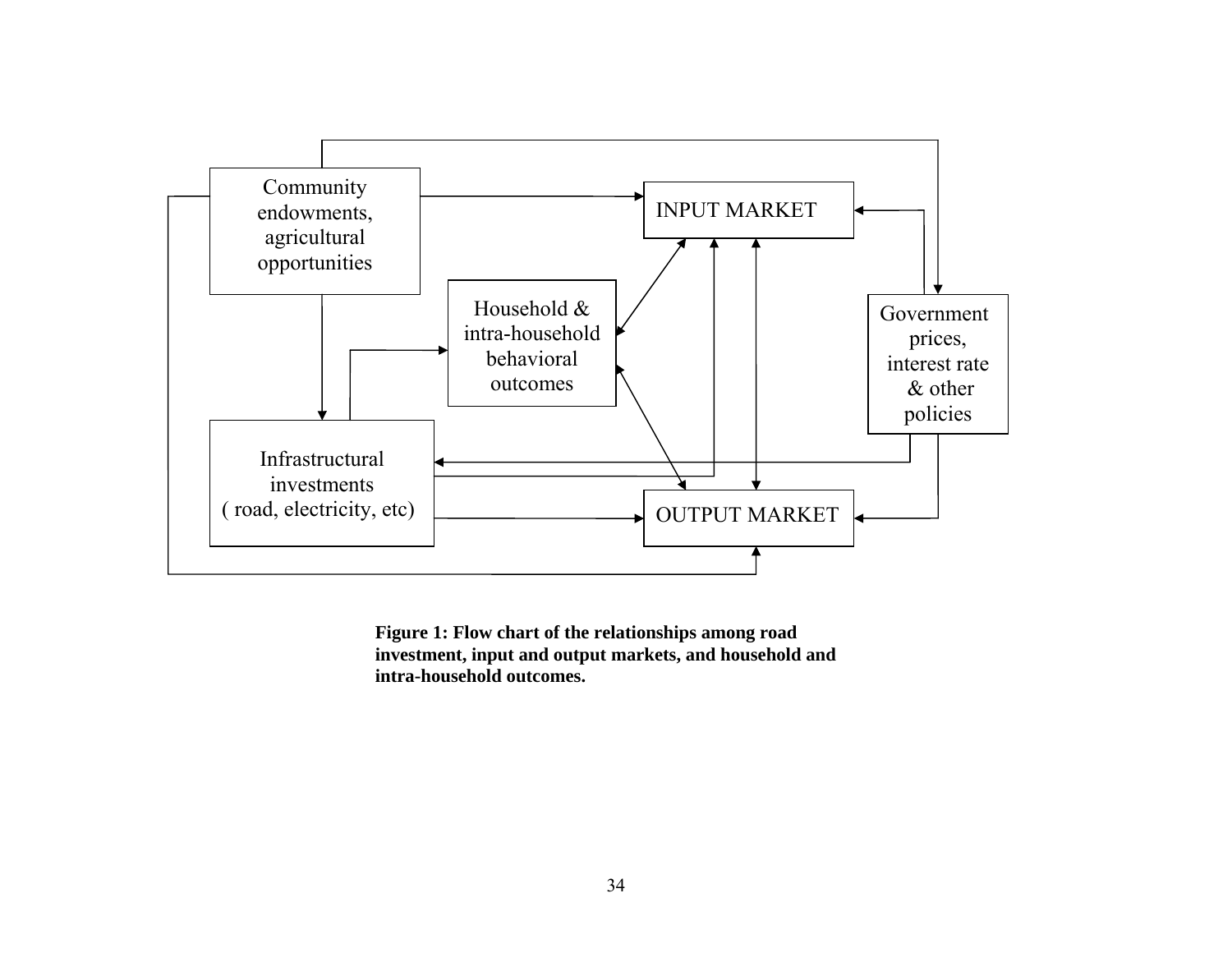Community endowments, agricultural opportunities

INPUT MARKET

Household & intra-household behavioral outcomes

Government prices, interest rate & other policies

Infrastructural investments ( road, electricity, etc)

OUTPUT MARKET

**Figure 1: Flow chart of the relationships among road investment, input and output markets, and household and intra-household outcomes.**